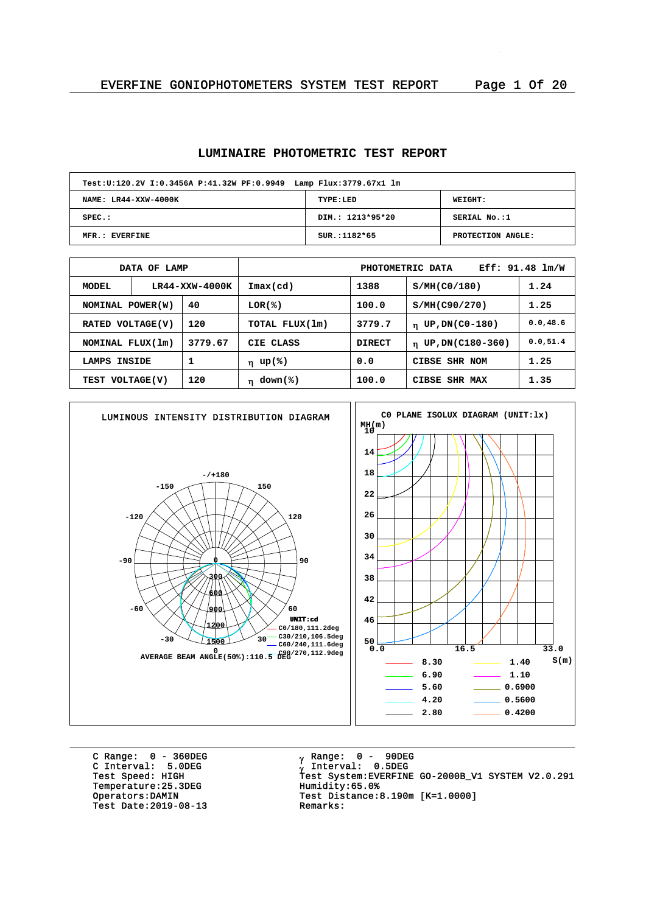EVERFINE GONIOPHOTOMETERS SYSTEM TEST REPORT

# LUMINAIRE PHOTOMETRIC TEST REPORT

| Test:U:120.2V I:0.3456A P:41.32W PF:0.9949 Lamp Flux:3779.67x1 lm | | |
|---|---|---|
| NAME: LR44-XXW-4000K | TYPE:LED | WEIGHT: |
| SPEC.: | DIM.: 1213*95*20 | SERIAL No.:1 |
| MFR.: EVERFINE | SUR.:1182*65 | PROTECTION ANGLE: |

| DATA OF LAMP | | PHOTOMETRIC DATA Eff: 91.48 lm/W | | | |
|---|---|---|---|---|---|
| MODEL | LR44-XXW-4000K | Imax(cd) | 1388 | S/MH(C0/180) | 1.24 |
| NOMINAL POWER(W) | 40 | LOR(%) | 100.0 | S/MH(C90/270) | 1.25 |
| RATED VOLTAGE(V) | 120 | TOTAL FLUX(lm) | 3779.7 | η UP,DN(C0-180) | 0.0,48.6 |
| NOMINAL FLUX(lm) | 3779.67 | CIE CLASS | DIRECT | η UP,DN(C180-360) | 0.0,51.4 |
| LAMPS INSIDE | 1 | η up(%) | 0.0 | CIBSE SHR NOM | 1.25 |
| TEST VOLTAGE(V) | 120 | η down(%) | 100.0 | CIBSE SHR MAX | 1.35 |

LUMINOUS INTENSITY DISTRIBUTION DIAGRAM

UNIT:cd
- C0/180,111.2deg
- C30/210,106.5deg
- C60/240,111.6deg
- C90/270,112.9deg

AVERAGE BEAM ANGLE(50%):110.5 DEG

C0 PLANE ISOLUX DIAGRAM (UNIT:lx)

| | | | |
|---|---|---|---|
| 8.30 | 1.40 | 6.90 | 1.10 |
| 5.60 | 0.6900 | 4.20 | 0.5600 |
| 2.80 | 0.4200 | | |

C Range: 0 - 360DEG
C Interval: 5.0DEG
Test Speed: HIGH
Temperature:25.3DEG
Operators:DAMIN
Test Date:2019-08-13

γ Range: 0 - 90DEG
γ Interval: 0.5DEG
Test System:EVERFINE GO-2000B_V1 SYSTEM V2.0.291
Humidity:65.0%
Test Distance:8.190m [K=1.0000]
Remarks: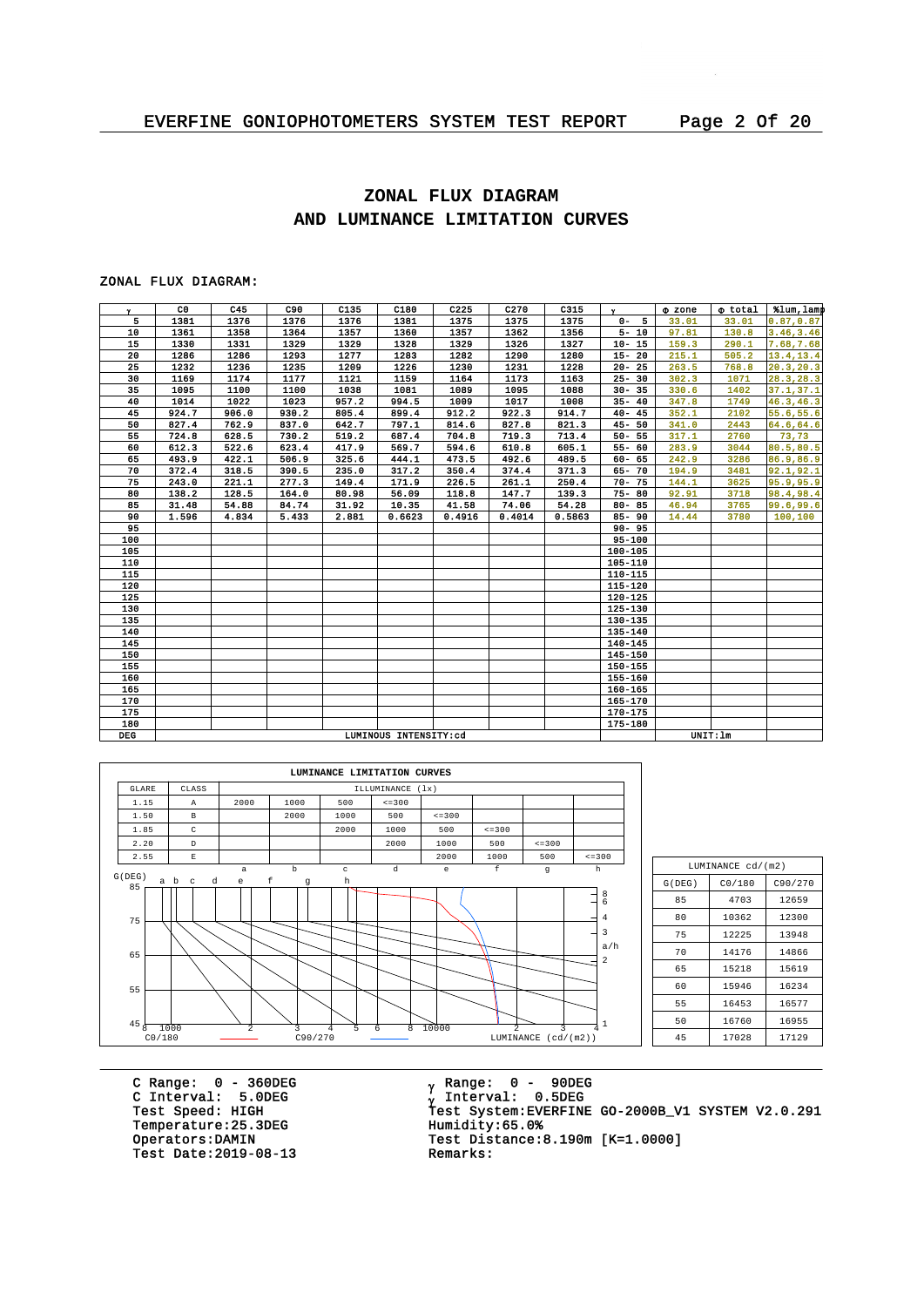## ZONAL FLUX DIAGRAM AND LUMINANCE LIMITATION CURVES

ZONAL FLUX DIAGRAM:

| γ | C0 | C45 | C90 | C135 | C180 | C225 | C270 | C315 | γ | Φ zone | Φ total | %lum,lamp |
|---|---|---|---|---|---|---|---|---|---|---|---|---|
| 5 | 1381 | 1376 | 1376 | 1376 | 1381 | 1375 | 1375 | 1375 | 0- 5 | 33.01 | 33.01 | 0.87,0.87 |
| 10 | 1361 | 1358 | 1364 | 1357 | 1360 | 1357 | 1362 | 1356 | 5- 10 | 97.81 | 130.8 | 3.46,3.46 |
| 15 | 1330 | 1331 | 1329 | 1329 | 1328 | 1329 | 1326 | 1327 | 10- 15 | 159.3 | 290.1 | 7.68,7.68 |
| 20 | 1286 | 1286 | 1293 | 1277 | 1283 | 1282 | 1290 | 1280 | 15- 20 | 215.1 | 505.2 | 13.4,13.4 |
| 25 | 1232 | 1236 | 1235 | 1209 | 1226 | 1230 | 1231 | 1228 | 20- 25 | 263.5 | 768.8 | 20.3,20.3 |
| 30 | 1169 | 1174 | 1177 | 1121 | 1159 | 1164 | 1173 | 1163 | 25- 30 | 302.3 | 1071 | 28.3,28.3 |
| 35 | 1095 | 1100 | 1100 | 1038 | 1081 | 1089 | 1095 | 1088 | 30- 35 | 330.6 | 1402 | 37.1,37.1 |
| 40 | 1014 | 1022 | 1023 | 957.2 | 994.5 | 1009 | 1017 | 1008 | 35- 40 | 347.8 | 1749 | 46.3,46.3 |
| 45 | 924.7 | 906.0 | 930.2 | 805.4 | 899.4 | 912.2 | 922.3 | 914.7 | 40- 45 | 352.1 | 2102 | 55.6,55.6 |
| 50 | 827.4 | 762.9 | 837.0 | 642.7 | 797.1 | 814.6 | 827.8 | 821.3 | 45- 50 | 341.0 | 2443 | 64.6,64.6 |
| 55 | 724.8 | 628.5 | 730.2 | 519.2 | 687.4 | 704.8 | 719.3 | 713.4 | 50- 55 | 317.1 | 2760 | 73,73 |
| 60 | 612.3 | 522.6 | 623.4 | 417.9 | 569.7 | 594.6 | 610.8 | 605.1 | 55- 60 | 283.9 | 3044 | 80.5,80.5 |
| 65 | 493.9 | 422.1 | 506.9 | 325.6 | 444.1 | 473.5 | 492.6 | 489.5 | 60- 65 | 242.9 | 3286 | 86.9,86.9 |
| 70 | 372.4 | 318.5 | 390.5 | 235.0 | 317.2 | 350.4 | 374.4 | 371.3 | 65- 70 | 194.9 | 3481 | 92.1,92.1 |
| 75 | 243.0 | 221.1 | 277.3 | 149.4 | 171.9 | 226.5 | 261.1 | 250.4 | 70- 75 | 144.1 | 3625 | 95.9,95.9 |
| 80 | 138.2 | 128.5 | 164.0 | 80.98 | 56.09 | 118.8 | 147.7 | 139.3 | 75- 80 | 92.91 | 3718 | 98.4,98.4 |
| 85 | 31.48 | 54.88 | 84.74 | 31.92 | 10.35 | 41.58 | 74.06 | 54.28 | 80- 85 | 46.94 | 3765 | 99.6,99.6 |
| 90 | 1.596 | 4.834 | 5.433 | 2.881 | 0.6623 | 0.4916 | 0.4014 | 0.5863 | 85- 90 | 14.44 | 3780 | 100,100 |
| 95 | | | | | | | | | 90- 95 | | | |
| 100 | | | | | | | | | 95-100 | | | |
| 105 | | | | | | | | | 100-105 | | | |
| 110 | | | | | | | | | 105-110 | | | |
| 115 | | | | | | | | | 110-115 | | | |
| 120 | | | | | | | | | 115-120 | | | |
| 125 | | | | | | | | | 120-125 | | | |
| 130 | | | | | | | | | 125-130 | | | |
| 135 | | | | | | | | | 130-135 | | | |
| 140 | | | | | | | | | 135-140 | | | |
| 145 | | | | | | | | | 140-145 | | | |
| 150 | | | | | | | | | 145-150 | | | |
| 155 | | | | | | | | | 150-155 | | | |
| 160 | | | | | | | | | 155-160 | | | |
| 165 | | | | | | | | | 160-165 | | | |
| 170 | | | | | | | | | 165-170 | | | |
| 175 | | | | | | | | | 170-175 | | | |
| 180 | | | | | | | | | 175-180 | | | |
| DEG | LUMINOUS INTENSITY:cd | | | | | | | | | UNIT:lm | | |

LUMINANCE LIMITATION CURVES

| GLARE | CLASS | ILLUMINANCE (lx) | | | | | | | |
|---|---|---|---|---|---|---|---|---|---|
| 1.15 | A | 2000 | 1000 | 500 | <=300 | | | | |
| 1.50 | B | | 2000 | 1000 | 500 | <=300 | | | |
| 1.85 | C | | | 2000 | 1000 | 500 | <=300 | | |
| 2.20 | D | | | | 2000 | 1000 | 500 | <=300 | |
| 2.55 | E | | | | | 2000 | 1000 | 500 | <=300 |
| | | a | b | c | d | e | f | g | h |

C0/180 —— C90/270 —— LUMINANCE (cd/(m2))

| LUMINANCE cd/(m2) | | |
|---|---|---|
| G(DEG) | C0/180 | C90/270 |
| 85 | 4703 | 12659 |
| 80 | 10362 | 12300 |
| 75 | 12225 | 13948 |
| 70 | 14176 | 14866 |
| 65 | 15218 | 15619 |
| 60 | 15946 | 16234 |
| 55 | 16453 | 16577 |
| 50 | 16760 | 16955 |
| 45 | 17028 | 17129 |

C Range: 0 - 360DEG
C Interval: 5.0DEG
Test Speed: HIGH
Temperature:25.3DEG
Operators:DAMIN
Test Date:2019-08-13

γ Range: 0 - 90DEG
γ Interval: 0.5DEG
Test System:EVERFINE GO-2000B_V1 SYSTEM V2.0.291
Humidity:65.0%
Test Distance:8.190m [K=1.0000]
Remarks: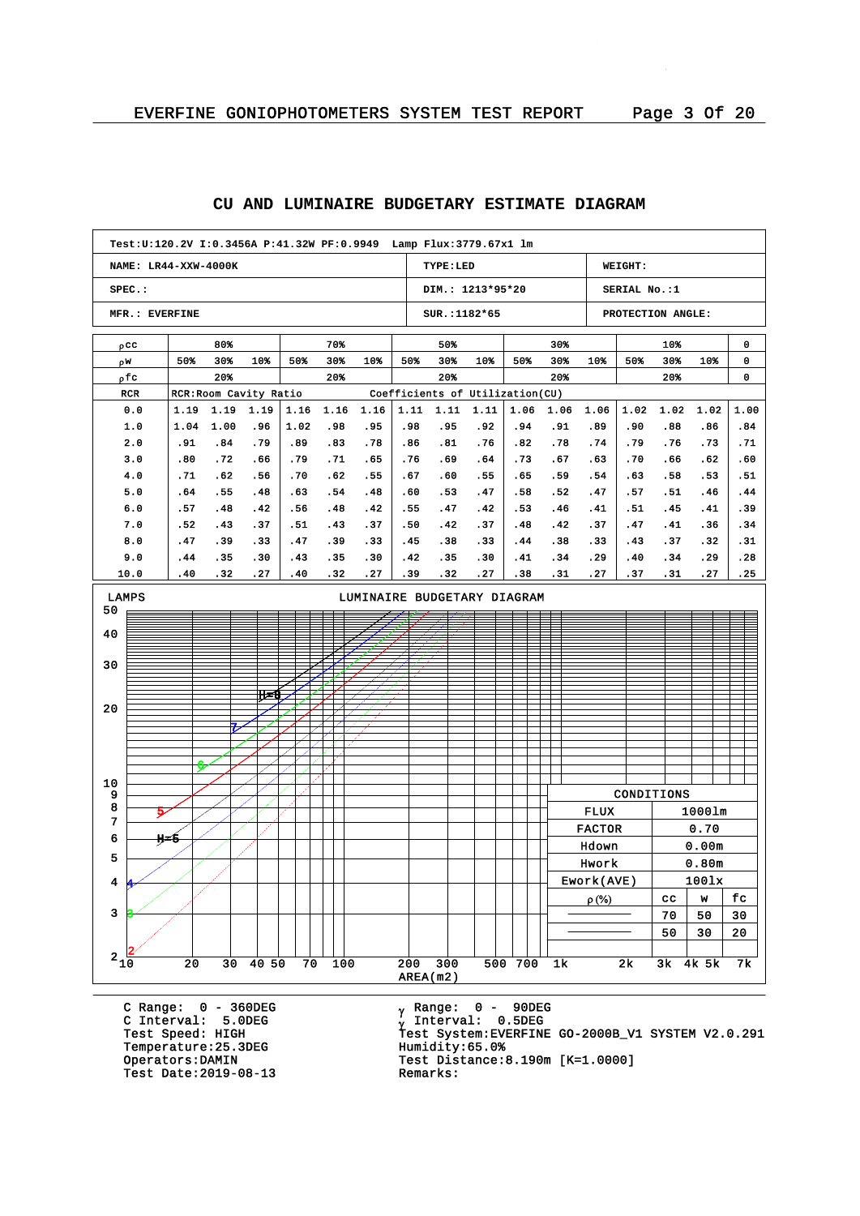## CU AND LUMINAIRE BUDGETARY ESTIMATE DIAGRAM

| Test:U:120.2V I:0.3456A P:41.32W PF:0.9949 Lamp Flux:3779.67x1 lm | | |
|---|---|---|
| NAME: LR44-XXW-4000K | TYPE:LED | WEIGHT: |
| SPEC.: | DIM.: 1213*95*20 | SERIAL No.:1 |
| MFR.: EVERFINE | SUR.:1182*65 | PROTECTION ANGLE: |

| ρcc | 80% | | | 70% | | | 50% | | | 30% | | | 10% | | | 0 |
|---|---|---|---|---|---|---|---|---|---|---|---|---|---|---|---|---|
| ρw | 50% | 30% | 10% | 50% | 30% | 10% | 50% | 30% | 10% | 50% | 30% | 10% | 50% | 30% | 10% | 0 |
| ρfc | 20% | | | 20% | | | 20% | | | 20% | | | 20% | | | 0 |
| RCR | RCR:Room Cavity Ratio | | | | | | Coefficients of Utilization(CU) | | | | | | | | | |
| 0.0 | 1.19 | 1.19 | 1.19 | 1.16 | 1.16 | 1.16 | 1.11 | 1.11 | 1.11 | 1.06 | 1.06 | 1.06 | 1.02 | 1.02 | 1.02 | 1.00 |
| 1.0 | 1.04 | 1.00 | .96 | 1.02 | .98 | .95 | .98 | .95 | .92 | .94 | .91 | .89 | .90 | .88 | .86 | .84 |
| 2.0 | .91 | .84 | .79 | .89 | .83 | .78 | .86 | .81 | .76 | .82 | .78 | .74 | .79 | .76 | .73 | .71 |
| 3.0 | .80 | .72 | .66 | .79 | .71 | .65 | .76 | .69 | .64 | .73 | .67 | .63 | .70 | .66 | .62 | .60 |
| 4.0 | .71 | .62 | .56 | .70 | .62 | .55 | .67 | .60 | .55 | .65 | .59 | .54 | .63 | .58 | .53 | .51 |
| 5.0 | .64 | .55 | .48 | .63 | .54 | .48 | .60 | .53 | .47 | .58 | .52 | .47 | .57 | .51 | .46 | .44 |
| 6.0 | .57 | .48 | .42 | .56 | .48 | .42 | .55 | .47 | .42 | .53 | .46 | .41 | .51 | .45 | .41 | .39 |
| 7.0 | .52 | .43 | .37 | .51 | .43 | .37 | .50 | .42 | .37 | .48 | .42 | .37 | .47 | .41 | .36 | .34 |
| 8.0 | .47 | .39 | .33 | .47 | .39 | .33 | .45 | .38 | .33 | .44 | .38 | .33 | .43 | .37 | .32 | .31 |
| 9.0 | .44 | .35 | .30 | .43 | .35 | .30 | .42 | .35 | .30 | .41 | .34 | .29 | .40 | .34 | .29 | .28 |
| 10.0 | .40 | .32 | .27 | .40 | .32 | .27 | .39 | .32 | .27 | .38 | .31 | .27 | .37 | .31 | .27 | .25 |

### LUMINAIRE BUDGETARY DIAGRAM

LAMPS (vertical axis: 2, 3, 4, 5, 6, 7, 8, 9, 10, 20, 30, 40, 50); AREA(m2) (horizontal axis: 10, 20, 30, 40, 50, 70, 100, 200, 300, 500, 700, 1k, 2k, 3k, 4k, 5k, 7k); curves labelled H=5, 2, 3, 4, 5, 6, 7, H=8

| CONDITIONS | | | |
|---|---|---|---|
| FLUX | 1000lm | | |
| FACTOR | 0.70 | | |
| Hdown | 0.00m | | |
| Hwork | 0.80m | | |
| Ework(AVE) | 100lx | | |
| ρ(%) | cc | w | fc |
| ———— | 70 | 50 | 30 |
| ———— | 50 | 30 | 20 |

C Range: 0 - 360DEG
C Interval: 5.0DEG
Test Speed: HIGH
Temperature:25.3DEG
Operators:DAMIN
Test Date:2019-08-13

γ Range: 0 - 90DEG
γ Interval: 0.5DEG
Test System:EVERFINE GO-2000B_V1 SYSTEM V2.0.291
Humidity:65.0%
Test Distance:8.190m [K=1.0000]
Remarks: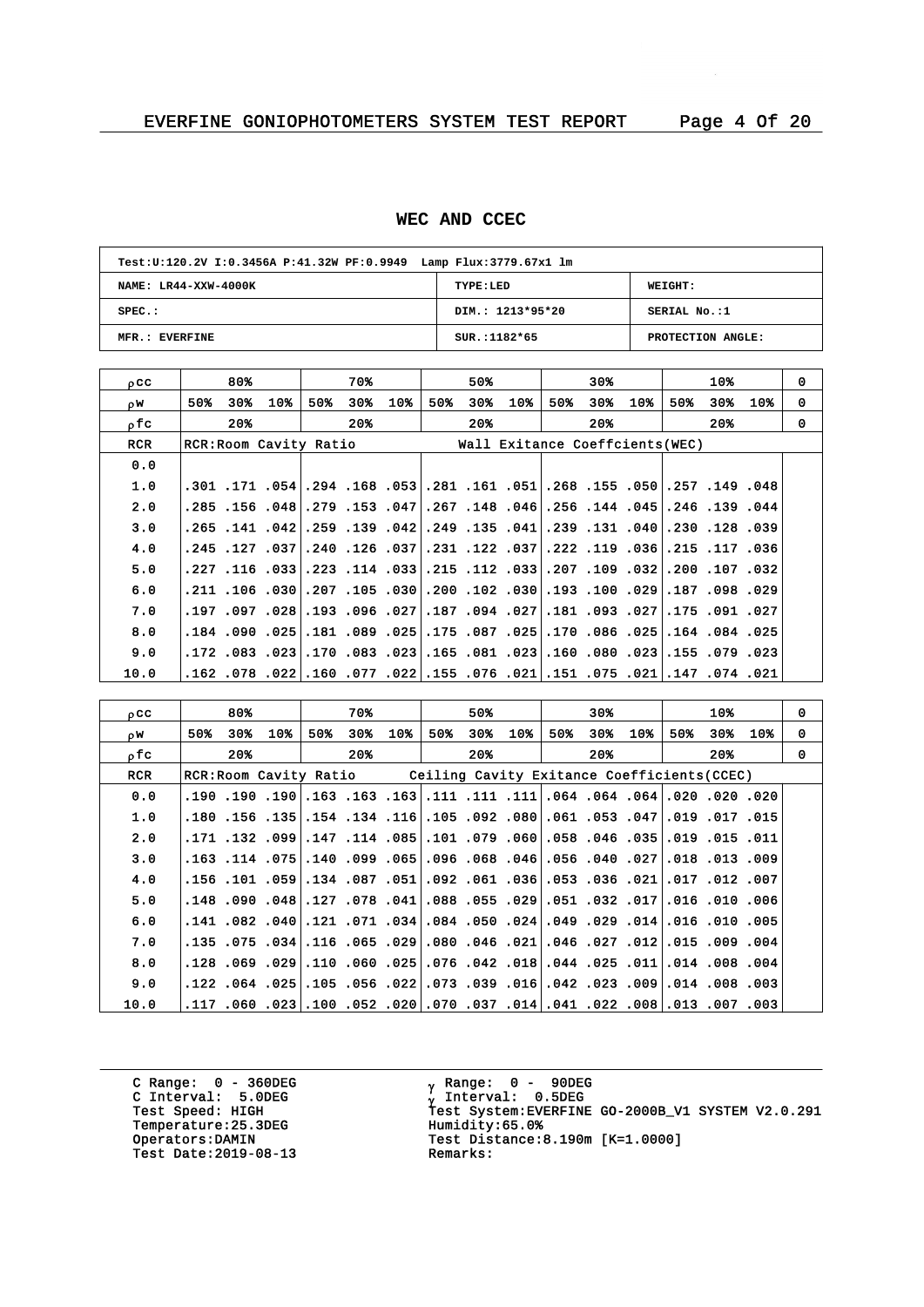## WEC AND CCEC

| Test:U:120.2V I:0.3456A P:41.32W PF:0.9949 Lamp Flux:3779.67x1 lm | | |
|---|---|---|
| NAME: LR44-XXW-4000K | TYPE:LED | WEIGHT: |
| SPEC.: | DIM.: 1213*95*20 | SERIAL No.:1 |
| MFR.: EVERFINE | SUR.:1182*65 | PROTECTION ANGLE: |

| ρcc | 80% | | | 70% | | | 50% | | | 30% | | | 10% | | | 0 |
|---|---|---|---|---|---|---|---|---|---|---|---|---|---|---|---|---|
| ρw | 50% | 30% | 10% | 50% | 30% | 10% | 50% | 30% | 10% | 50% | 30% | 10% | 50% | 30% | 10% | 0 |
| ρfc | 20% | | | 20% | | | 20% | | | 20% | | | 20% | | | 0 |
| RCR | RCR:Room Cavity Ratio | | | | | | Wall Exitance Coeffcients(WEC) | | | | | | | | | |
| 0.0 | | | | | | | | | | | | | | | | |
| 1.0 | .301 | .171 | .054 | .294 | .168 | .053 | .281 | .161 | .051 | .268 | .155 | .050 | .257 | .149 | .048 | |
| 2.0 | .285 | .156 | .048 | .279 | .153 | .047 | .267 | .148 | .046 | .256 | .144 | .045 | .246 | .139 | .044 | |
| 3.0 | .265 | .141 | .042 | .259 | .139 | .042 | .249 | .135 | .041 | .239 | .131 | .040 | .230 | .128 | .039 | |
| 4.0 | .245 | .127 | .037 | .240 | .126 | .037 | .231 | .122 | .037 | .222 | .119 | .036 | .215 | .117 | .036 | |
| 5.0 | .227 | .116 | .033 | .223 | .114 | .033 | .215 | .112 | .033 | .207 | .109 | .032 | .200 | .107 | .032 | |
| 6.0 | .211 | .106 | .030 | .207 | .105 | .030 | .200 | .102 | .030 | .193 | .100 | .029 | .187 | .098 | .029 | |
| 7.0 | .197 | .097 | .028 | .193 | .096 | .027 | .187 | .094 | .027 | .181 | .093 | .027 | .175 | .091 | .027 | |
| 8.0 | .184 | .090 | .025 | .181 | .089 | .025 | .175 | .087 | .025 | .170 | .086 | .025 | .164 | .084 | .025 | |
| 9.0 | .172 | .083 | .023 | .170 | .083 | .023 | .165 | .081 | .023 | .160 | .080 | .023 | .155 | .079 | .023 | |
| 10.0 | .162 | .078 | .022 | .160 | .077 | .022 | .155 | .076 | .021 | .151 | .075 | .021 | .147 | .074 | .021 | |

| ρcc | 80% | | | 70% | | | 50% | | | 30% | | | 10% | | | 0 |
|---|---|---|---|---|---|---|---|---|---|---|---|---|---|---|---|---|
| ρw | 50% | 30% | 10% | 50% | 30% | 10% | 50% | 30% | 10% | 50% | 30% | 10% | 50% | 30% | 10% | 0 |
| ρfc | 20% | | | 20% | | | 20% | | | 20% | | | 20% | | | 0 |
| RCR | RCR:Room Cavity Ratio | | | | | Ceiling Cavity Exitance Coefficients(CCEC) | | | | | | | | | | |
| 0.0 | .190 | .190 | .190 | .163 | .163 | .163 | .111 | .111 | .111 | .064 | .064 | .064 | .020 | .020 | .020 | |
| 1.0 | .180 | .156 | .135 | .154 | .134 | .116 | .105 | .092 | .080 | .061 | .053 | .047 | .019 | .017 | .015 | |
| 2.0 | .171 | .132 | .099 | .147 | .114 | .085 | .101 | .079 | .060 | .058 | .046 | .035 | .019 | .015 | .011 | |
| 3.0 | .163 | .114 | .075 | .140 | .099 | .065 | .096 | .068 | .046 | .056 | .040 | .027 | .018 | .013 | .009 | |
| 4.0 | .156 | .101 | .059 | .134 | .087 | .051 | .092 | .061 | .036 | .053 | .036 | .021 | .017 | .012 | .007 | |
| 5.0 | .148 | .090 | .048 | .127 | .078 | .041 | .088 | .055 | .029 | .051 | .032 | .017 | .016 | .010 | .006 | |
| 6.0 | .141 | .082 | .040 | .121 | .071 | .034 | .084 | .050 | .024 | .049 | .029 | .014 | .016 | .010 | .005 | |
| 7.0 | .135 | .075 | .034 | .116 | .065 | .029 | .080 | .046 | .021 | .046 | .027 | .012 | .015 | .009 | .004 | |
| 8.0 | .128 | .069 | .029 | .110 | .060 | .025 | .076 | .042 | .018 | .044 | .025 | .011 | .014 | .008 | .004 | |
| 9.0 | .122 | .064 | .025 | .105 | .056 | .022 | .073 | .039 | .016 | .042 | .023 | .009 | .014 | .008 | .003 | |
| 10.0 | .117 | .060 | .023 | .100 | .052 | .020 | .070 | .037 | .014 | .041 | .022 | .008 | .013 | .007 | .003 | |

C Range: 0 - 360DEG
C Interval: 5.0DEG
Test Speed: HIGH
Temperature:25.3DEG
Operators:DAMIN
Test Date:2019-08-13

γ Range: 0 - 90DEG
γ Interval: 0.5DEG
Test System:EVERFINE GO-2000B_V1 SYSTEM V2.0.291
Humidity:65.0%
Test Distance:8.190m [K=1.0000]
Remarks: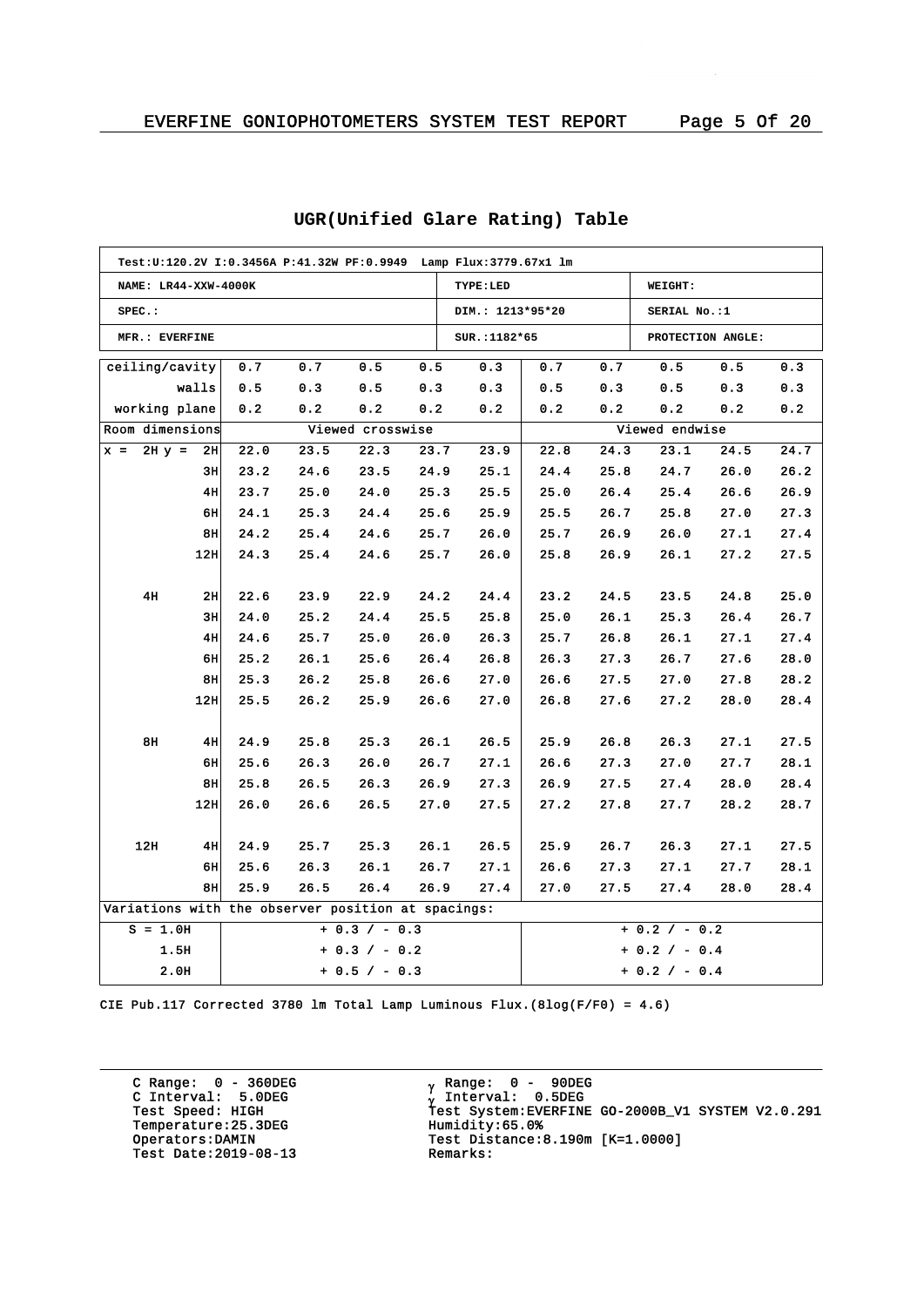## UGR(Unified Glare Rating) Table

| Test:U:120.2V I:0.3456A P:41.32W PF:0.9949 Lamp Flux:3779.67x1 lm | | |
|---|---|---|
| NAME: LR44-XXW-4000K | TYPE:LED | WEIGHT: |
| SPEC.: | DIM.: 1213*95*20 | SERIAL No.:1 |
| MFR.: EVERFINE | SUR.:1182*65 | PROTECTION ANGLE: |

| ceiling/cavity | | 0.7 | 0.7 | 0.5 | 0.5 | 0.3 | 0.7 | 0.7 | 0.5 | 0.5 | 0.3 |
|---|---|---|---|---|---|---|---|---|---|---|---|
| walls | | 0.5 | 0.3 | 0.5 | 0.3 | 0.3 | 0.5 | 0.3 | 0.5 | 0.3 | 0.3 |
| working plane | | 0.2 | 0.2 | 0.2 | 0.2 | 0.2 | 0.2 | 0.2 | 0.2 | 0.2 | 0.2 |
| Room dimensions | | Viewed crosswise | | | | | Viewed endwise | | | | |
| x = 2H | y = 2H | 22.0 | 23.5 | 22.3 | 23.7 | 23.9 | 22.8 | 24.3 | 23.1 | 24.5 | 24.7 |
| | 3H | 23.2 | 24.6 | 23.5 | 24.9 | 25.1 | 24.4 | 25.8 | 24.7 | 26.0 | 26.2 |
| | 4H | 23.7 | 25.0 | 24.0 | 25.3 | 25.5 | 25.0 | 26.4 | 25.4 | 26.6 | 26.9 |
| | 6H | 24.1 | 25.3 | 24.4 | 25.6 | 25.9 | 25.5 | 26.7 | 25.8 | 27.0 | 27.3 |
| | 8H | 24.2 | 25.4 | 24.6 | 25.7 | 26.0 | 25.7 | 26.9 | 26.0 | 27.1 | 27.4 |
| | 12H | 24.3 | 25.4 | 24.6 | 25.7 | 26.0 | 25.8 | 26.9 | 26.1 | 27.2 | 27.5 |
| 4H | 2H | 22.6 | 23.9 | 22.9 | 24.2 | 24.4 | 23.2 | 24.5 | 23.5 | 24.8 | 25.0 |
| | 3H | 24.0 | 25.2 | 24.4 | 25.5 | 25.8 | 25.0 | 26.1 | 25.3 | 26.4 | 26.7 |
| | 4H | 24.6 | 25.7 | 25.0 | 26.0 | 26.3 | 25.7 | 26.8 | 26.1 | 27.1 | 27.4 |
| | 6H | 25.2 | 26.1 | 25.6 | 26.4 | 26.8 | 26.3 | 27.3 | 26.7 | 27.6 | 28.0 |
| | 8H | 25.3 | 26.2 | 25.8 | 26.6 | 27.0 | 26.6 | 27.5 | 27.0 | 27.8 | 28.2 |
| | 12H | 25.5 | 26.2 | 25.9 | 26.6 | 27.0 | 26.8 | 27.6 | 27.2 | 28.0 | 28.4 |
| 8H | 4H | 24.9 | 25.8 | 25.3 | 26.1 | 26.5 | 25.9 | 26.8 | 26.3 | 27.1 | 27.5 |
| | 6H | 25.6 | 26.3 | 26.0 | 26.7 | 27.1 | 26.6 | 27.3 | 27.0 | 27.7 | 28.1 |
| | 8H | 25.8 | 26.5 | 26.3 | 26.9 | 27.3 | 26.9 | 27.5 | 27.4 | 28.0 | 28.4 |
| | 12H | 26.0 | 26.6 | 26.5 | 27.0 | 27.5 | 27.2 | 27.8 | 27.7 | 28.2 | 28.7 |
| 12H | 4H | 24.9 | 25.7 | 25.3 | 26.1 | 26.5 | 25.9 | 26.7 | 26.3 | 27.1 | 27.5 |
| | 6H | 25.6 | 26.3 | 26.1 | 26.7 | 27.1 | 26.6 | 27.3 | 27.1 | 27.7 | 28.1 |
| | 8H | 25.9 | 26.5 | 26.4 | 26.9 | 27.4 | 27.0 | 27.5 | 27.4 | 28.0 | 28.4 |
| Variations with the observer position at spacings: | | | | | | | | | | | |
| S = 1.0H | | + 0.3 / - 0.3 | | | | | + 0.2 / - 0.2 | | | | |
| 1.5H | | + 0.3 / - 0.2 | | | | | + 0.2 / - 0.4 | | | | |
| 2.0H | | + 0.5 / - 0.3 | | | | | + 0.2 / - 0.4 | | | | |

CIE Pub.117 Corrected 3780 lm Total Lamp Luminous Flux.(8log(F/F0) = 4.6)

C Range: 0 - 360DEG
C Interval: 5.0DEG
Test Speed: HIGH
Temperature:25.3DEG
Operators:DAMIN
Test Date:2019-08-13

$\gamma$ Range: 0 - 90DEG
$\gamma$ Interval: 0.5DEG
Test System:EVERFINE GO-2000B_V1 SYSTEM V2.0.291
Humidity:65.0%
Test Distance:8.190m [K=1.0000]
Remarks: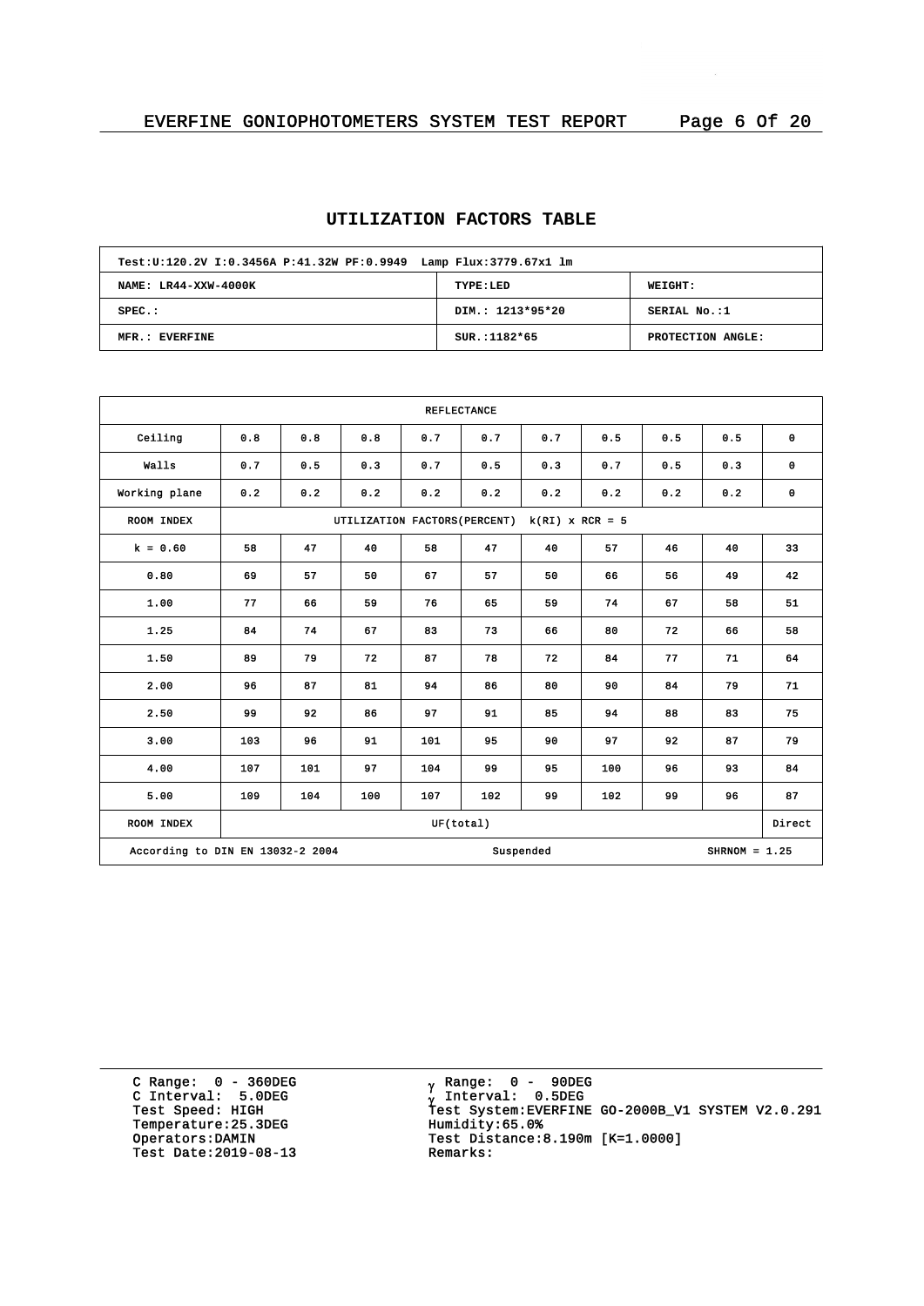## UTILIZATION FACTORS TABLE

| Test:U:120.2V I:0.3456A P:41.32W PF:0.9949 Lamp Flux:3779.67x1 lm | | |
|---|---|---|
| NAME: LR44-XXW-4000K | TYPE:LED | WEIGHT: |
| SPEC.: | DIM.: 1213*95*20 | SERIAL No.:1 |
| MFR.: EVERFINE | SUR.:1182*65 | PROTECTION ANGLE: |

| REFLECTANCE | | | | | | | | | | |
|---|---|---|---|---|---|---|---|---|---|---|
| Ceiling | 0.8 | 0.8 | 0.8 | 0.7 | 0.7 | 0.7 | 0.5 | 0.5 | 0.5 | 0 |
| Walls | 0.7 | 0.5 | 0.3 | 0.7 | 0.5 | 0.3 | 0.7 | 0.5 | 0.3 | 0 |
| Working plane | 0.2 | 0.2 | 0.2 | 0.2 | 0.2 | 0.2 | 0.2 | 0.2 | 0.2 | 0 |
| ROOM INDEX | UTILIZATION FACTORS(PERCENT) k(RI) x RCR = 5 | | | | | | | | | |
| k = 0.60 | 58 | 47 | 40 | 58 | 47 | 40 | 57 | 46 | 40 | 33 |
| 0.80 | 69 | 57 | 50 | 67 | 57 | 50 | 66 | 56 | 49 | 42 |
| 1.00 | 77 | 66 | 59 | 76 | 65 | 59 | 74 | 67 | 58 | 51 |
| 1.25 | 84 | 74 | 67 | 83 | 73 | 66 | 80 | 72 | 66 | 58 |
| 1.50 | 89 | 79 | 72 | 87 | 78 | 72 | 84 | 77 | 71 | 64 |
| 2.00 | 96 | 87 | 81 | 94 | 86 | 80 | 90 | 84 | 79 | 71 |
| 2.50 | 99 | 92 | 86 | 97 | 91 | 85 | 94 | 88 | 83 | 75 |
| 3.00 | 103 | 96 | 91 | 101 | 95 | 90 | 97 | 92 | 87 | 79 |
| 4.00 | 107 | 101 | 97 | 104 | 99 | 95 | 100 | 96 | 93 | 84 |
| 5.00 | 109 | 104 | 100 | 107 | 102 | 99 | 102 | 99 | 96 | 87 |
| ROOM INDEX | UF(total) | | | | | | | | | Direct |
| According to DIN EN 13032-2 2004 | | | | Suspended | | | | SHRNOM = 1.25 | | |

C Range: 0 - 360DEG
C Interval: 5.0DEG
Test Speed: HIGH
Temperature:25.3DEG
Operators:DAMIN
Test Date:2019-08-13

γ Range: 0 - 90DEG
γ Interval: 0.5DEG
Test System:EVERFINE GO-2000B_V1 SYSTEM V2.0.291
Humidity:65.0%
Test Distance:8.190m [K=1.0000]
Remarks: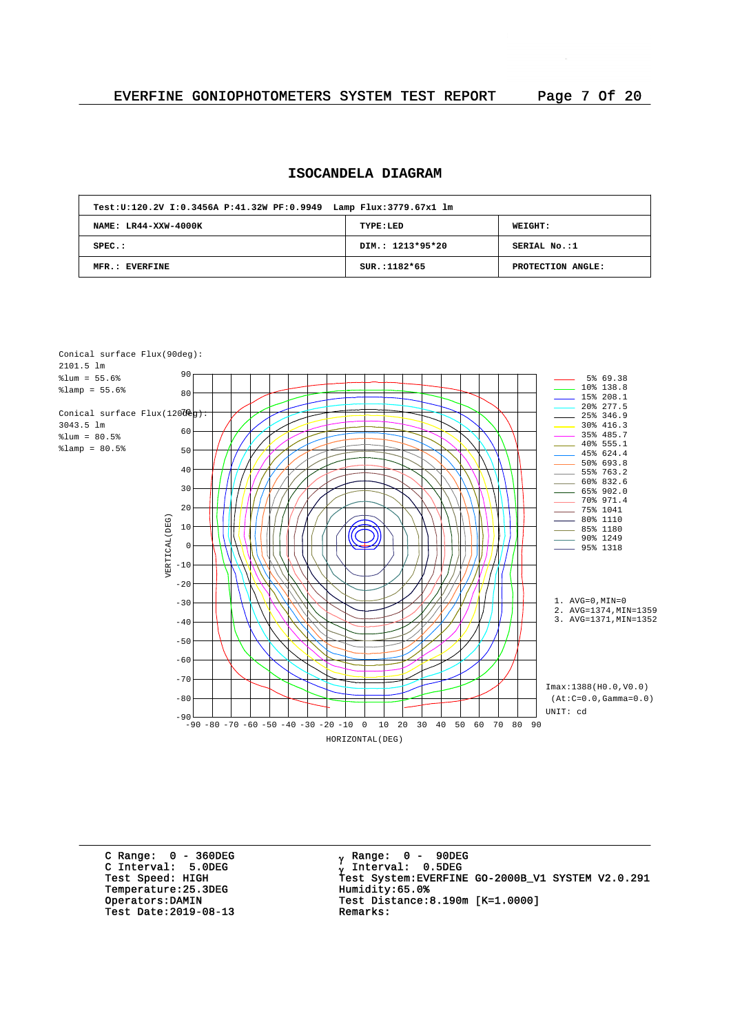# ISOCANDELA DIAGRAM

| Test:U:120.2V I:0.3456A P:41.32W PF:0.9949 Lamp Flux:3779.67x1 lm | | |
|---|---|---|
| NAME: LR44-XXW-4000K | TYPE:LED | WEIGHT: |
| SPEC.: | DIM.: 1213*95*20 | SERIAL No.:1 |
| MFR.: EVERFINE | SUR.:1182*65 | PROTECTION ANGLE: |

Conical surface Flux(90deg):
2101.5 lm
%lum = 55.6%
%lamp = 55.6%

Conical surface Flux(120deg):
3043.5 lm
%lum = 80.5%
%lamp = 80.5%

| Level | cd |
|---|---|
| 5% | 69.38 |
| 10% | 138.8 |
| 15% | 208.1 |
| 20% | 277.5 |
| 25% | 346.9 |
| 30% | 416.3 |
| 35% | 485.7 |
| 40% | 555.1 |
| 45% | 624.4 |
| 50% | 693.8 |
| 55% | 763.2 |
| 60% | 832.6 |
| 65% | 902.0 |
| 70% | 971.4 |
| 75% | 1041 |
| 80% | 1110 |
| 85% | 1180 |
| 90% | 1249 |
| 95% | 1318 |

1. AVG=0,MIN=0
2. AVG=1374,MIN=1359
3. AVG=1371,MIN=1352

Imax:1388(H0.0,V0.0)
(At:C=0.0,Gamma=0.0)
UNIT: cd

VERTICAL(DEG)
HORIZONTAL(DEG)

C Range: 0 - 360DEG
C Interval: 5.0DEG
Test Speed: HIGH
Temperature:25.3DEG
Operators:DAMIN
Test Date:2019-08-13

γ Range: 0 - 90DEG
γ Interval: 0.5DEG
Test System:EVERFINE GO-2000B_V1 SYSTEM V2.0.291
Humidity:65.0%
Test Distance:8.190m [K=1.0000]
Remarks: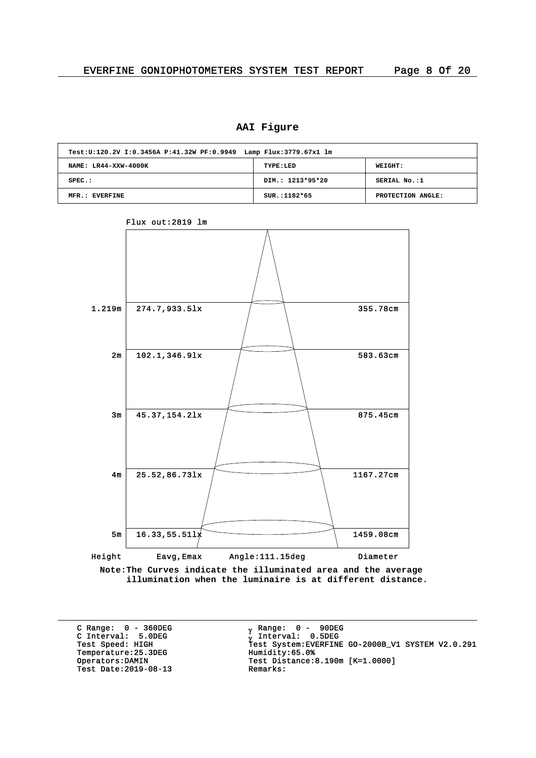## AAI Figure

| Test:U:120.2V I:0.3456A P:41.32W PF:0.9949 Lamp Flux:3779.67x1 lm | | |
|---|---|---|
| NAME: LR44-XXW-4000K | TYPE:LED | WEIGHT: |
| SPEC.: | DIM.: 1213*95*20 | SERIAL No.:1 |
| MFR.: EVERFINE | SUR.:1182*65 | PROTECTION ANGLE: |

Flux out:2819 lm

| Height | Eavg,Emax | Diameter |
|---|---|---|
| 1.219m | 274.7,933.5lx | 355.78cm |
| 2m | 102.1,346.9lx | 583.63cm |
| 3m | 45.37,154.2lx | 875.45cm |
| 4m | 25.52,86.73lx | 1167.27cm |
| 5m | 16.33,55.51lx | 1459.08cm |

Angle:111.15deg

**Note:The Curves indicate the illuminated area and the average illumination when the luminaire is at different distance.**

C Range: 0 - 360DEG
C Interval: 5.0DEG
Test Speed: HIGH
Temperature:25.3DEG
Operators:DAMIN
Test Date:2019-08-13

γ Range: 0 - 90DEG
γ Interval: 0.5DEG
Test System:EVERFINE GO-2000B_V1 SYSTEM V2.0.291
Humidity:65.0%
Test Distance:8.190m [K=1.0000]
Remarks: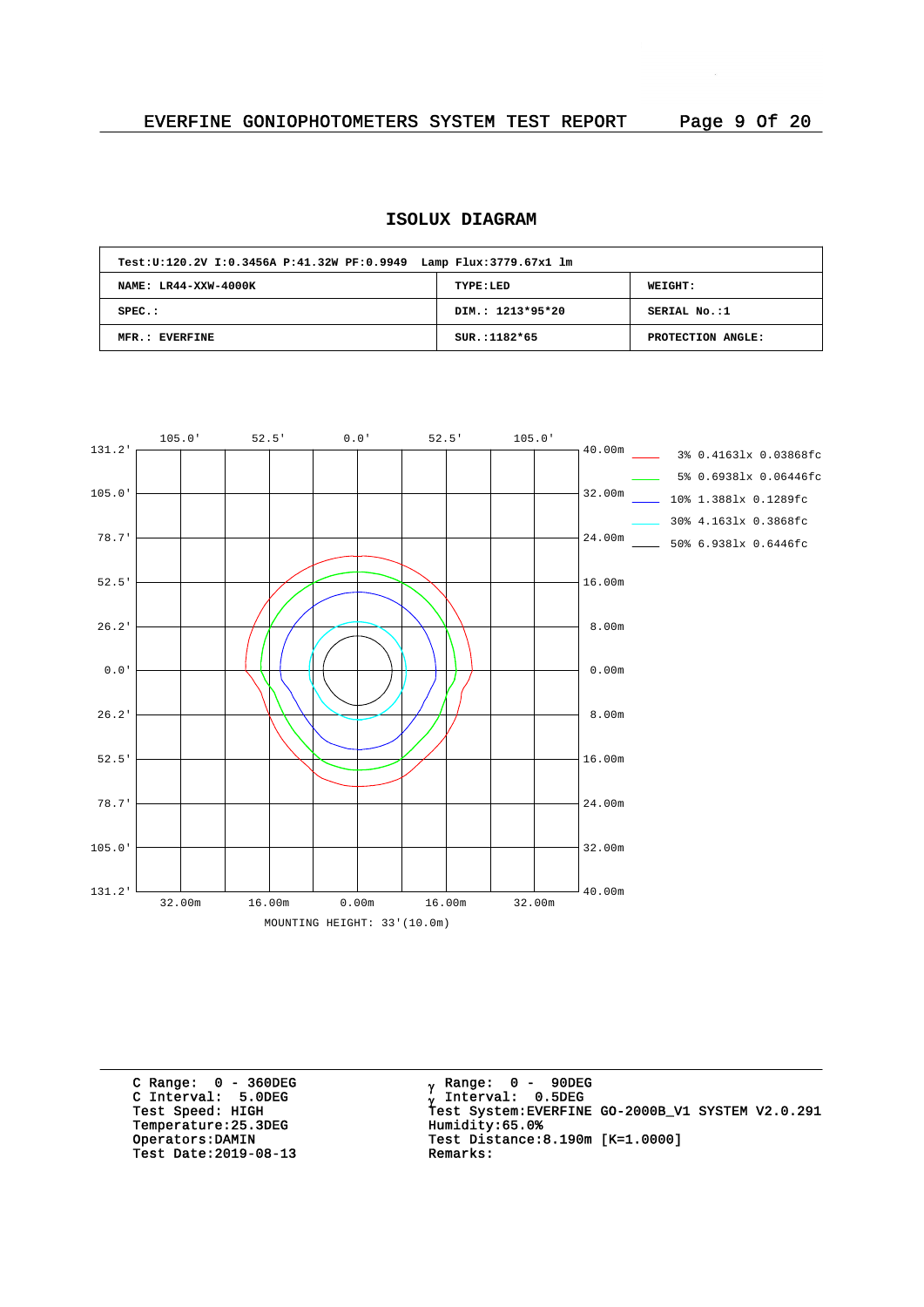EVERFINE GONIOPHOTOMETERS SYSTEM TEST REPORT

## ISOLUX DIAGRAM

| Test:U:120.2V I:0.3456A P:41.32W PF:0.9949 Lamp Flux:3779.67x1 lm | | |
|---|---|---|
| NAME: LR44-XXW-4000K | TYPE:LED | WEIGHT: |
| SPEC.: | DIM.: 1213*95*20 | SERIAL No.:1 |
| MFR.: EVERFINE | SUR.:1182*65 | PROTECTION ANGLE: |

3% 0.4163lx 0.03868fc
5% 0.6938lx 0.06446fc
10% 1.388lx 0.1289fc
30% 4.163lx 0.3868fc
50% 6.938lx 0.6446fc

MOUNTING HEIGHT: 33'(10.0m)

C Range: 0 - 360DEG
C Interval: 5.0DEG
Test Speed: HIGH
Temperature:25.3DEG
Operators:DAMIN
Test Date:2019-08-13

γ Range: 0 - 90DEG
γ Interval: 0.5DEG
Test System:EVERFINE GO-2000B_V1 SYSTEM V2.0.291
Humidity:65.0%
Test Distance:8.190m [K=1.0000]
Remarks: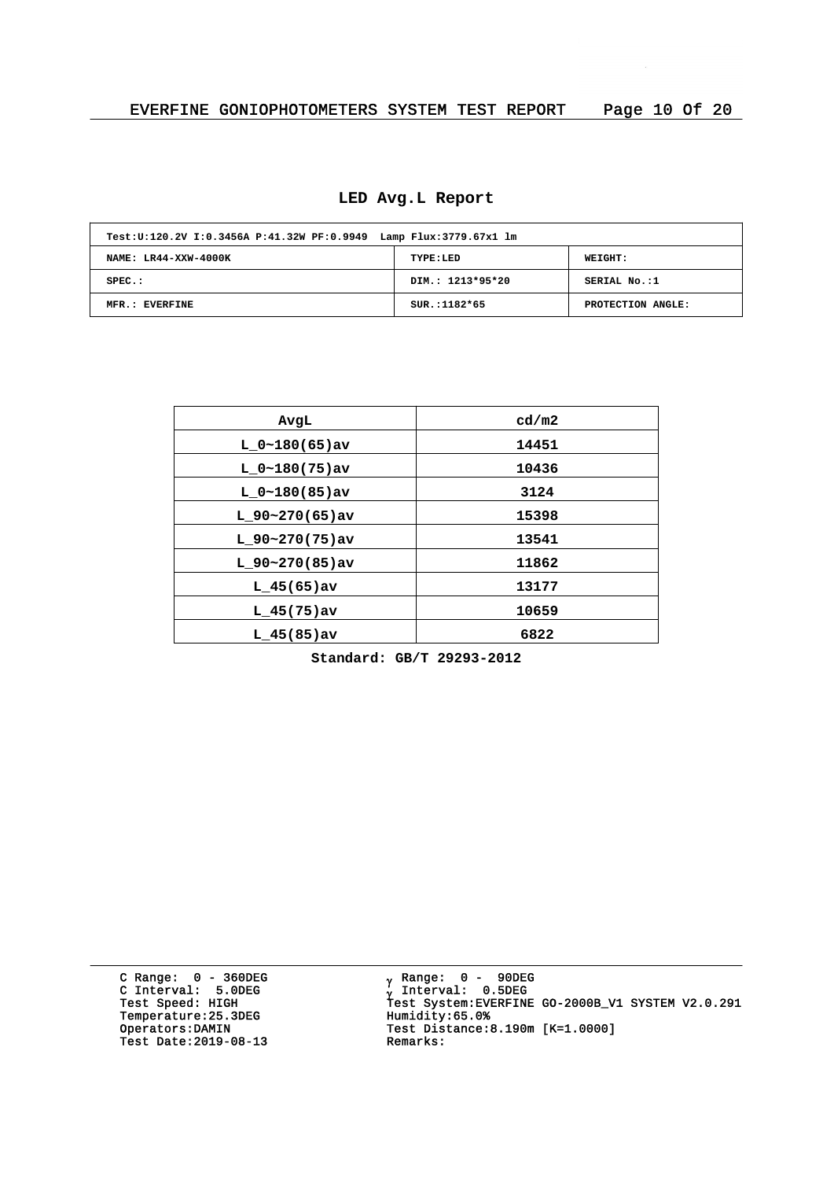## LED Avg.L Report

| Test:U:120.2V I:0.3456A P:41.32W PF:0.9949 Lamp Flux:3779.67x1 lm | | |
|---|---|---|
| NAME: LR44-XXW-4000K | TYPE:LED | WEIGHT: |
| SPEC.: | DIM.: 1213*95*20 | SERIAL No.:1 |
| MFR.: EVERFINE | SUR.:1182*65 | PROTECTION ANGLE: |

| AvgL | cd/m2 |
|---|---|
| L_0~180(65)av | 14451 |
| L_0~180(75)av | 10436 |
| L_0~180(85)av | 3124 |
| L_90~270(65)av | 15398 |
| L_90~270(75)av | 13541 |
| L_90~270(85)av | 11862 |
| L_45(65)av | 13177 |
| L_45(75)av | 10659 |
| L_45(85)av | 6822 |

Standard: GB/T 29293-2012

C Range: 0 - 360DEG
C Interval: 5.0DEG
Test Speed: HIGH
Temperature:25.3DEG
Operators:DAMIN
Test Date:2019-08-13

γ Range: 0 - 90DEG
γ Interval: 0.5DEG
Test System:EVERFINE GO-2000B_V1 SYSTEM V2.0.291
Humidity:65.0%
Test Distance:8.190m [K=1.0000]
Remarks: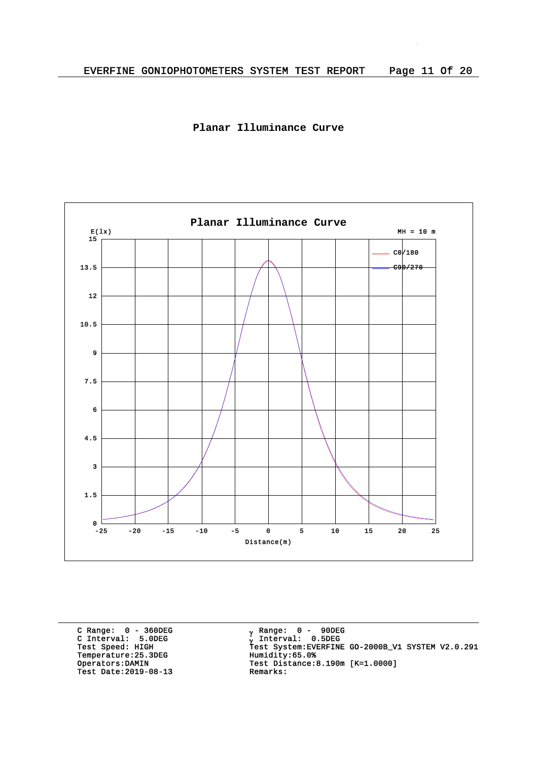## Planar Illuminance Curve

Planar Illuminance Curve

E(lx)

MH = 10 m

C0/180

C90/270

15
13.5
12
10.5
9
7.5
6
4.5
3
1.5
0

-25 -20 -15 -10 -5 0 5 10 15 20 25

Distance(m)

C Range: 0 - 360DEG
C Interval: 5.0DEG
Test Speed: HIGH
Temperature:25.3DEG
Operators:DAMIN
Test Date:2019-08-13

γ Range: 0 - 90DEG
γ Interval: 0.5DEG
Test System:EVERFINE GO-2000B_V1 SYSTEM V2.0.291
Humidity:65.0%
Test Distance:8.190m [K=1.0000]
Remarks: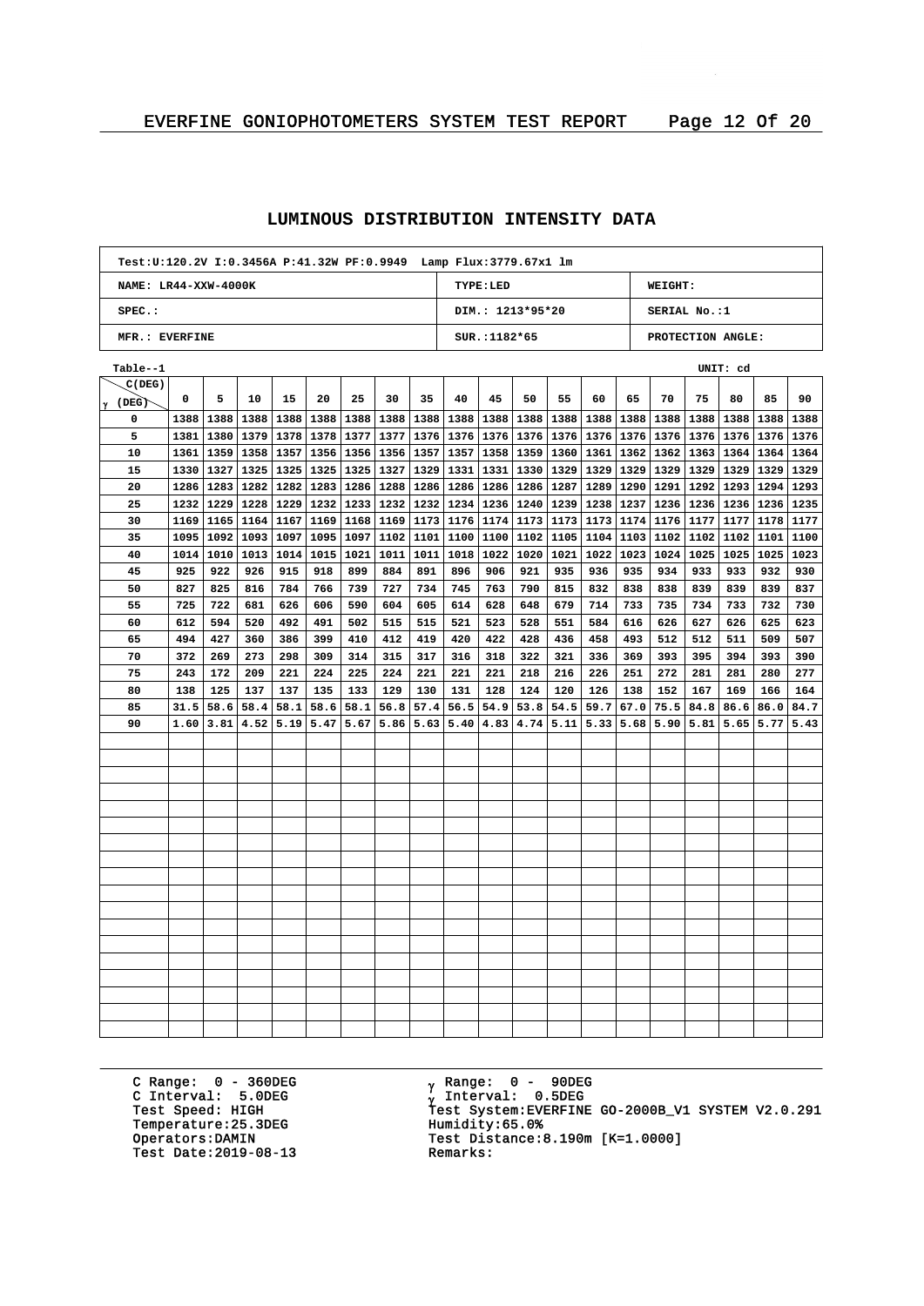## LUMINOUS DISTRIBUTION INTENSITY DATA

| Test:U:120.2V I:0.3456A P:41.32W PF:0.9949 Lamp Flux:3779.67x1 lm | | |
|---|---|---|
| NAME: LR44-XXW-4000K | TYPE:LED | WEIGHT: |
| SPEC.: | DIM.: 1213*95*20 | SERIAL No.:1 |
| MFR.: EVERFINE | SUR.:1182*65 | PROTECTION ANGLE: |

Table--1 UNIT: cd

| γ (DEG) \ C(DEG) | 0 | 5 | 10 | 15 | 20 | 25 | 30 | 35 | 40 | 45 | 50 | 55 | 60 | 65 | 70 | 75 | 80 | 85 | 90 |
|---|---|---|---|---|---|---|---|---|---|---|---|---|---|---|---|---|---|---|---|
| 0 | 1388 | 1388 | 1388 | 1388 | 1388 | 1388 | 1388 | 1388 | 1388 | 1388 | 1388 | 1388 | 1388 | 1388 | 1388 | 1388 | 1388 | 1388 | 1388 |
| 5 | 1381 | 1380 | 1379 | 1378 | 1378 | 1377 | 1377 | 1376 | 1376 | 1376 | 1376 | 1376 | 1376 | 1376 | 1376 | 1376 | 1376 | 1376 | 1376 |
| 10 | 1361 | 1359 | 1358 | 1357 | 1356 | 1356 | 1356 | 1357 | 1357 | 1358 | 1359 | 1360 | 1361 | 1362 | 1362 | 1363 | 1364 | 1364 | 1364 |
| 15 | 1330 | 1327 | 1325 | 1325 | 1325 | 1325 | 1327 | 1329 | 1331 | 1331 | 1330 | 1329 | 1329 | 1329 | 1329 | 1329 | 1329 | 1329 | 1329 |
| 20 | 1286 | 1283 | 1282 | 1282 | 1283 | 1286 | 1288 | 1286 | 1286 | 1286 | 1286 | 1287 | 1289 | 1290 | 1291 | 1292 | 1293 | 1294 | 1293 |
| 25 | 1232 | 1229 | 1228 | 1229 | 1232 | 1233 | 1232 | 1232 | 1234 | 1236 | 1240 | 1239 | 1238 | 1237 | 1236 | 1236 | 1236 | 1236 | 1235 |
| 30 | 1169 | 1165 | 1164 | 1167 | 1169 | 1168 | 1169 | 1173 | 1176 | 1174 | 1173 | 1173 | 1173 | 1174 | 1176 | 1177 | 1177 | 1178 | 1177 |
| 35 | 1095 | 1092 | 1093 | 1097 | 1095 | 1097 | 1102 | 1101 | 1100 | 1100 | 1102 | 1105 | 1104 | 1103 | 1102 | 1102 | 1102 | 1101 | 1100 |
| 40 | 1014 | 1010 | 1013 | 1014 | 1015 | 1021 | 1011 | 1011 | 1018 | 1022 | 1020 | 1021 | 1022 | 1023 | 1024 | 1025 | 1025 | 1025 | 1023 |
| 45 | 925 | 922 | 926 | 915 | 918 | 899 | 884 | 891 | 896 | 906 | 921 | 935 | 936 | 935 | 934 | 933 | 933 | 932 | 930 |
| 50 | 827 | 825 | 816 | 784 | 766 | 739 | 727 | 734 | 745 | 763 | 790 | 815 | 832 | 838 | 838 | 839 | 839 | 839 | 837 |
| 55 | 725 | 722 | 681 | 626 | 606 | 590 | 604 | 605 | 614 | 628 | 648 | 679 | 714 | 733 | 735 | 734 | 733 | 732 | 730 |
| 60 | 612 | 594 | 520 | 492 | 491 | 502 | 515 | 515 | 521 | 523 | 528 | 551 | 584 | 616 | 626 | 627 | 626 | 625 | 623 |
| 65 | 494 | 427 | 360 | 386 | 399 | 410 | 412 | 419 | 420 | 422 | 428 | 436 | 458 | 493 | 512 | 512 | 511 | 509 | 507 |
| 70 | 372 | 269 | 273 | 298 | 309 | 314 | 315 | 317 | 316 | 318 | 322 | 321 | 336 | 369 | 393 | 395 | 394 | 393 | 390 |
| 75 | 243 | 172 | 209 | 221 | 224 | 225 | 224 | 221 | 221 | 221 | 218 | 216 | 226 | 251 | 272 | 281 | 281 | 280 | 277 |
| 80 | 138 | 125 | 137 | 137 | 135 | 133 | 129 | 130 | 131 | 128 | 124 | 120 | 126 | 138 | 152 | 167 | 169 | 166 | 164 |
| 85 | 31.5 | 58.6 | 58.4 | 58.1 | 58.6 | 58.1 | 56.8 | 57.4 | 56.5 | 54.9 | 53.8 | 54.5 | 59.7 | 67.0 | 75.5 | 84.8 | 86.6 | 86.0 | 84.7 |
| 90 | 1.60 | 3.81 | 4.52 | 5.19 | 5.47 | 5.67 | 5.86 | 5.63 | 5.40 | 4.83 | 4.74 | 5.11 | 5.33 | 5.68 | 5.90 | 5.81 | 5.65 | 5.77 | 5.43 |

C Range: 0 - 360DEG
C Interval: 5.0DEG
Test Speed: HIGH
Temperature:25.3DEG
Operators:DAMIN
Test Date:2019-08-13

γ Range: 0 - 90DEG
γ Interval: 0.5DEG
Test System:EVERFINE GO-2000B_V1 SYSTEM V2.0.291
Humidity:65.0%
Test Distance:8.190m [K=1.0000]
Remarks: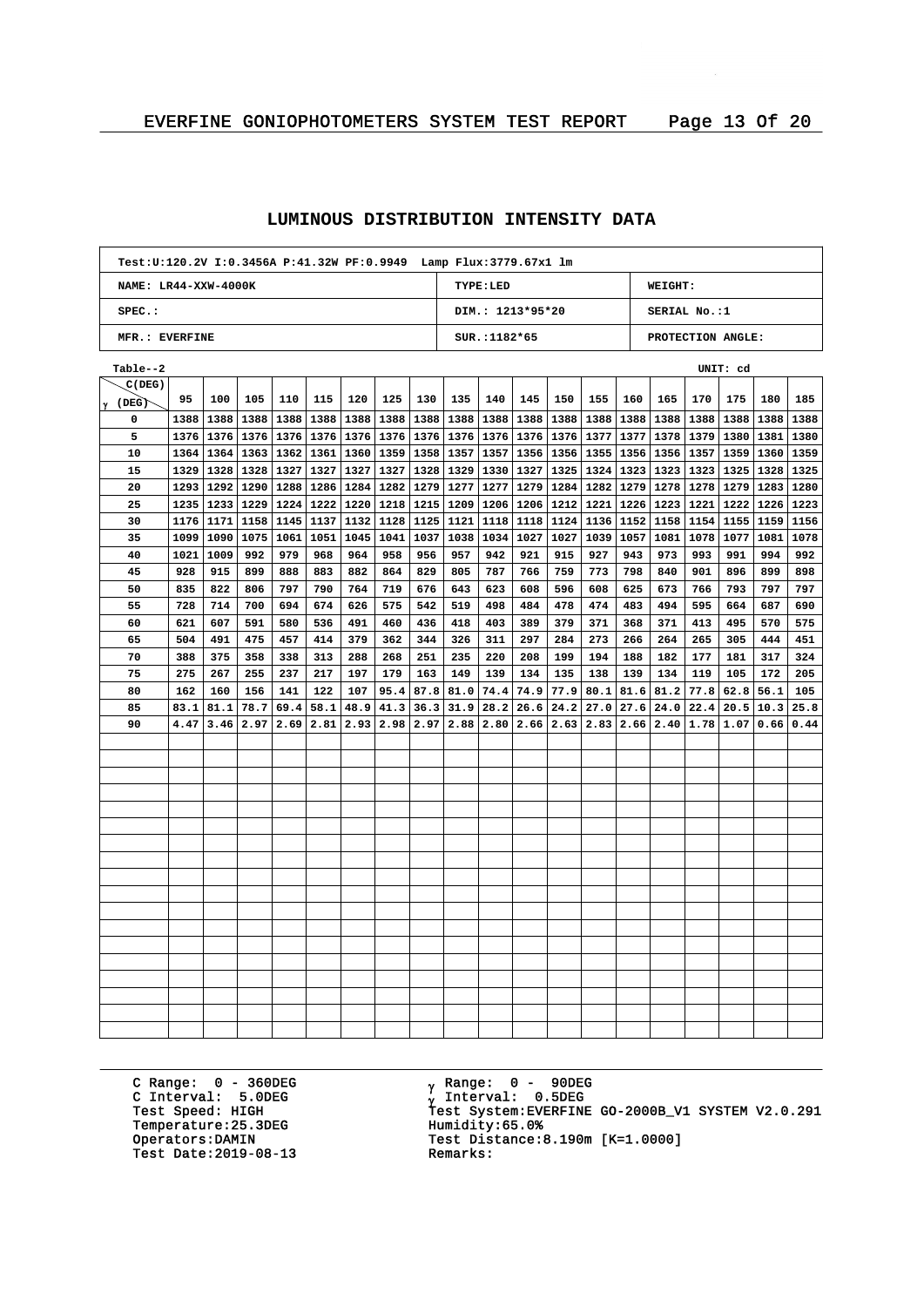## LUMINOUS DISTRIBUTION INTENSITY DATA

| Test:U:120.2V I:0.3456A P:41.32W PF:0.9949 Lamp Flux:3779.67x1 lm | | |
|---|---|---|
| NAME: LR44-XXW-4000K | TYPE:LED | WEIGHT: |
| SPEC.: | DIM.: 1213*95*20 | SERIAL No.:1 |
| MFR.: EVERFINE | SUR.:1182*65 | PROTECTION ANGLE: |

Table--2 UNIT: cd

| γ (DEG) \ C(DEG) | 95 | 100 | 105 | 110 | 115 | 120 | 125 | 130 | 135 | 140 | 145 | 150 | 155 | 160 | 165 | 170 | 175 | 180 | 185 |
|---|---|---|---|---|---|---|---|---|---|---|---|---|---|---|---|---|---|---|---|
| 0 | 1388 | 1388 | 1388 | 1388 | 1388 | 1388 | 1388 | 1388 | 1388 | 1388 | 1388 | 1388 | 1388 | 1388 | 1388 | 1388 | 1388 | 1388 | 1388 |
| 5 | 1376 | 1376 | 1376 | 1376 | 1376 | 1376 | 1376 | 1376 | 1376 | 1376 | 1376 | 1376 | 1377 | 1377 | 1378 | 1379 | 1380 | 1381 | 1380 |
| 10 | 1364 | 1364 | 1363 | 1362 | 1361 | 1360 | 1359 | 1358 | 1357 | 1357 | 1356 | 1356 | 1355 | 1356 | 1356 | 1357 | 1359 | 1360 | 1359 |
| 15 | 1329 | 1328 | 1328 | 1327 | 1327 | 1327 | 1327 | 1328 | 1329 | 1330 | 1327 | 1325 | 1324 | 1323 | 1323 | 1323 | 1325 | 1328 | 1325 |
| 20 | 1293 | 1292 | 1290 | 1288 | 1286 | 1284 | 1282 | 1279 | 1277 | 1277 | 1279 | 1284 | 1282 | 1279 | 1278 | 1278 | 1279 | 1283 | 1280 |
| 25 | 1235 | 1233 | 1229 | 1224 | 1222 | 1220 | 1218 | 1215 | 1209 | 1206 | 1206 | 1212 | 1221 | 1226 | 1223 | 1221 | 1222 | 1226 | 1223 |
| 30 | 1176 | 1171 | 1158 | 1145 | 1137 | 1132 | 1128 | 1125 | 1121 | 1118 | 1118 | 1124 | 1136 | 1152 | 1158 | 1154 | 1155 | 1159 | 1156 |
| 35 | 1099 | 1090 | 1075 | 1061 | 1051 | 1045 | 1041 | 1037 | 1038 | 1034 | 1027 | 1027 | 1039 | 1057 | 1081 | 1078 | 1077 | 1081 | 1078 |
| 40 | 1021 | 1009 | 992 | 979 | 968 | 964 | 958 | 956 | 957 | 942 | 921 | 915 | 927 | 943 | 973 | 993 | 991 | 994 | 992 |
| 45 | 928 | 915 | 899 | 888 | 883 | 882 | 864 | 829 | 805 | 787 | 766 | 759 | 773 | 798 | 840 | 901 | 896 | 899 | 898 |
| 50 | 835 | 822 | 806 | 797 | 790 | 764 | 719 | 676 | 643 | 623 | 608 | 596 | 608 | 625 | 673 | 766 | 793 | 797 | 797 |
| 55 | 728 | 714 | 700 | 694 | 674 | 626 | 575 | 542 | 519 | 498 | 484 | 478 | 474 | 483 | 494 | 595 | 664 | 687 | 690 |
| 60 | 621 | 607 | 591 | 580 | 536 | 491 | 460 | 436 | 418 | 403 | 389 | 379 | 371 | 368 | 371 | 413 | 495 | 570 | 575 |
| 65 | 504 | 491 | 475 | 457 | 414 | 379 | 362 | 344 | 326 | 311 | 297 | 284 | 273 | 266 | 264 | 265 | 305 | 444 | 451 |
| 70 | 388 | 375 | 358 | 338 | 313 | 288 | 268 | 251 | 235 | 220 | 208 | 199 | 194 | 188 | 182 | 177 | 181 | 317 | 324 |
| 75 | 275 | 267 | 255 | 237 | 217 | 197 | 179 | 163 | 149 | 139 | 134 | 135 | 138 | 139 | 134 | 119 | 105 | 172 | 205 |
| 80 | 162 | 160 | 156 | 141 | 122 | 107 | 95.4 | 87.8 | 81.0 | 74.4 | 74.9 | 77.9 | 80.1 | 81.6 | 81.2 | 77.8 | 62.8 | 56.1 | 105 |
| 85 | 83.1 | 81.1 | 78.7 | 69.4 | 58.1 | 48.9 | 41.3 | 36.3 | 31.9 | 28.2 | 26.6 | 24.2 | 27.0 | 27.6 | 24.0 | 22.4 | 20.5 | 10.3 | 25.8 |
| 90 | 4.47 | 3.46 | 2.97 | 2.69 | 2.81 | 2.93 | 2.98 | 2.97 | 2.88 | 2.80 | 2.66 | 2.63 | 2.83 | 2.66 | 2.40 | 1.78 | 1.07 | 0.66 | 0.44 |

C Range: 0 - 360DEG
C Interval: 5.0DEG
Test Speed: HIGH
Temperature:25.3DEG
Operators:DAMIN
Test Date:2019-08-13

γ Range: 0 - 90DEG
γ Interval: 0.5DEG
Test System:EVERFINE GO-2000B_V1 SYSTEM V2.0.291
Humidity:65.0%
Test Distance:8.190m [K=1.0000]
Remarks: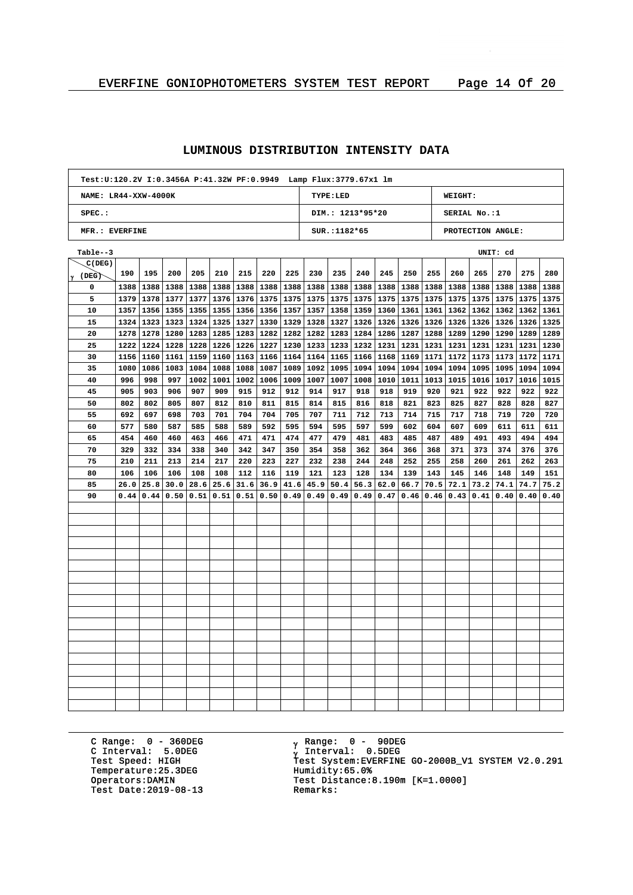## LUMINOUS DISTRIBUTION INTENSITY DATA

| Test:U:120.2V I:0.3456A P:41.32W PF:0.9949 Lamp Flux:3779.67x1 lm | | |
|---|---|---|
| NAME: LR44-XXW-4000K | TYPE:LED | WEIGHT: |
| SPEC.: | DIM.: 1213*95*20 | SERIAL No.:1 |
| MFR.: EVERFINE | SUR.:1182*65 | PROTECTION ANGLE: |

Table--3 UNIT: cd

| γ (DEG) \ C(DEG) | 190 | 195 | 200 | 205 | 210 | 215 | 220 | 225 | 230 | 235 | 240 | 245 | 250 | 255 | 260 | 265 | 270 | 275 | 280 |
|---|---|---|---|---|---|---|---|---|---|---|---|---|---|---|---|---|---|---|---|
| 0 | 1388 | 1388 | 1388 | 1388 | 1388 | 1388 | 1388 | 1388 | 1388 | 1388 | 1388 | 1388 | 1388 | 1388 | 1388 | 1388 | 1388 | 1388 | 1388 |
| 5 | 1379 | 1378 | 1377 | 1377 | 1376 | 1376 | 1375 | 1375 | 1375 | 1375 | 1375 | 1375 | 1375 | 1375 | 1375 | 1375 | 1375 | 1375 | 1375 |
| 10 | 1357 | 1356 | 1355 | 1355 | 1355 | 1356 | 1356 | 1357 | 1357 | 1358 | 1359 | 1360 | 1361 | 1361 | 1362 | 1362 | 1362 | 1362 | 1361 |
| 15 | 1324 | 1323 | 1323 | 1324 | 1325 | 1327 | 1330 | 1329 | 1328 | 1327 | 1326 | 1326 | 1326 | 1326 | 1326 | 1326 | 1326 | 1326 | 1325 |
| 20 | 1278 | 1278 | 1280 | 1283 | 1285 | 1283 | 1282 | 1282 | 1282 | 1283 | 1284 | 1286 | 1287 | 1288 | 1289 | 1290 | 1290 | 1289 | 1289 |
| 25 | 1222 | 1224 | 1228 | 1228 | 1226 | 1226 | 1227 | 1230 | 1233 | 1233 | 1232 | 1231 | 1231 | 1231 | 1231 | 1231 | 1231 | 1231 | 1230 |
| 30 | 1156 | 1160 | 1161 | 1159 | 1160 | 1163 | 1166 | 1164 | 1164 | 1165 | 1166 | 1168 | 1169 | 1171 | 1172 | 1173 | 1173 | 1172 | 1171 |
| 35 | 1080 | 1086 | 1083 | 1084 | 1088 | 1088 | 1087 | 1089 | 1092 | 1095 | 1094 | 1094 | 1094 | 1094 | 1094 | 1095 | 1095 | 1094 | 1094 |
| 40 | 996 | 998 | 997 | 1002 | 1001 | 1002 | 1006 | 1009 | 1007 | 1007 | 1008 | 1010 | 1011 | 1013 | 1015 | 1016 | 1017 | 1016 | 1015 |
| 45 | 905 | 903 | 906 | 907 | 909 | 915 | 912 | 912 | 914 | 917 | 918 | 918 | 919 | 920 | 921 | 922 | 922 | 922 | 922 |
| 50 | 802 | 802 | 805 | 807 | 812 | 810 | 811 | 815 | 814 | 815 | 816 | 818 | 821 | 823 | 825 | 827 | 828 | 828 | 827 |
| 55 | 692 | 697 | 698 | 703 | 701 | 704 | 704 | 705 | 707 | 711 | 712 | 713 | 714 | 715 | 717 | 718 | 719 | 720 | 720 |
| 60 | 577 | 580 | 587 | 585 | 588 | 589 | 592 | 595 | 594 | 595 | 597 | 599 | 602 | 604 | 607 | 609 | 611 | 611 | 611 |
| 65 | 454 | 460 | 460 | 463 | 466 | 471 | 471 | 474 | 477 | 479 | 481 | 483 | 485 | 487 | 489 | 491 | 493 | 494 | 494 |
| 70 | 329 | 332 | 334 | 338 | 340 | 342 | 347 | 350 | 354 | 358 | 362 | 364 | 366 | 368 | 371 | 373 | 374 | 376 | 376 |
| 75 | 210 | 211 | 213 | 214 | 217 | 220 | 223 | 227 | 232 | 238 | 244 | 248 | 252 | 255 | 258 | 260 | 261 | 262 | 263 |
| 80 | 106 | 106 | 106 | 108 | 108 | 112 | 116 | 119 | 121 | 123 | 128 | 134 | 139 | 143 | 145 | 146 | 148 | 149 | 151 |
| 85 | 26.0 | 25.8 | 30.0 | 28.6 | 25.6 | 31.6 | 36.9 | 41.6 | 45.9 | 50.4 | 56.3 | 62.0 | 66.7 | 70.5 | 72.1 | 73.2 | 74.1 | 74.7 | 75.2 |
| 90 | 0.44 | 0.44 | 0.50 | 0.51 | 0.51 | 0.51 | 0.50 | 0.49 | 0.49 | 0.49 | 0.49 | 0.47 | 0.46 | 0.46 | 0.43 | 0.41 | 0.40 | 0.40 | 0.40 |

C Range: 0 - 360DEG
C Interval: 5.0DEG
Test Speed: HIGH
Temperature:25.3DEG
Operators:DAMIN
Test Date:2019-08-13

γ Range: 0 - 90DEG
γ Interval: 0.5DEG
Test System:EVERFINE GO-2000B_V1 SYSTEM V2.0.291
Humidity:65.0%
Test Distance:8.190m [K=1.0000]
Remarks: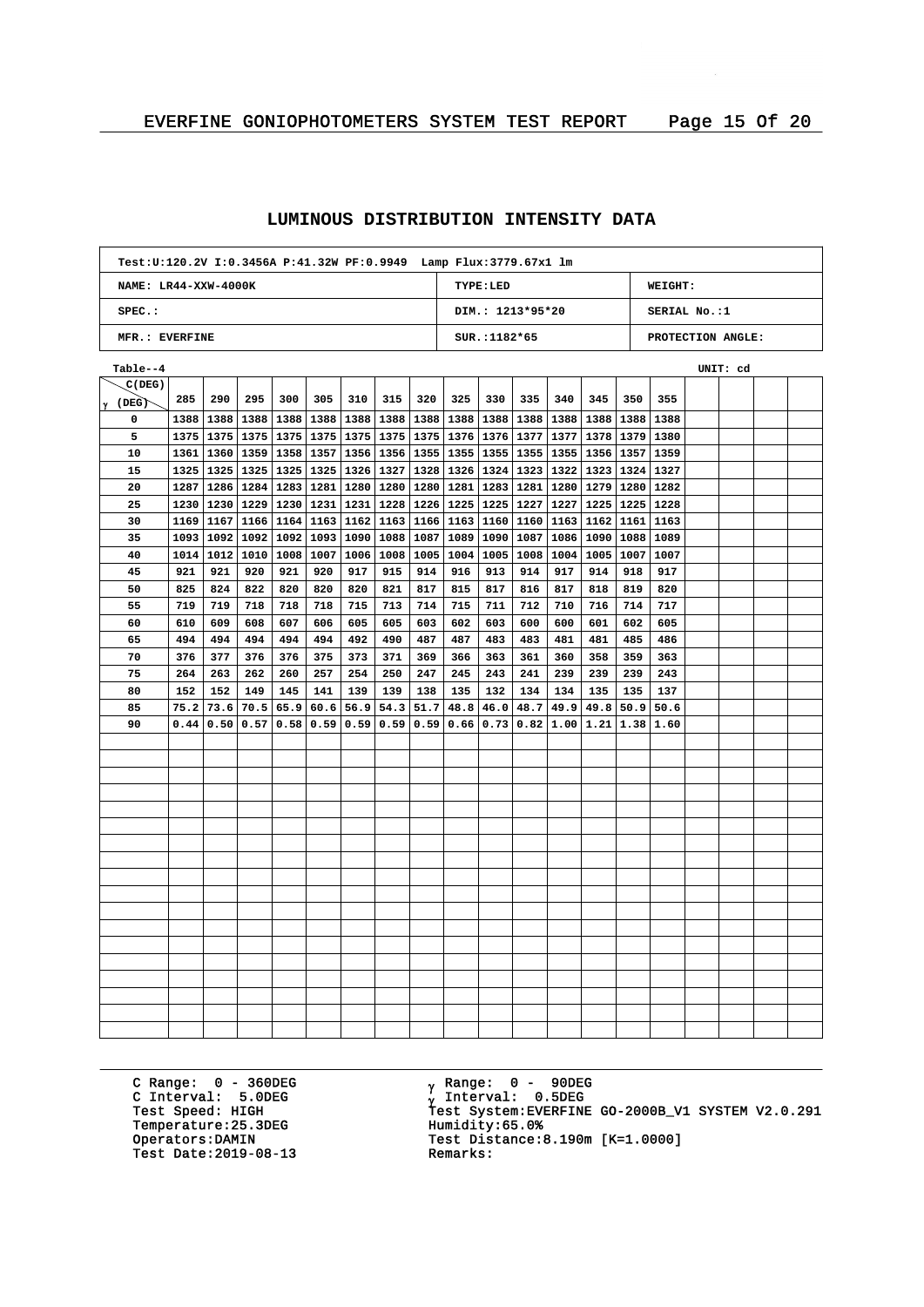## LUMINOUS DISTRIBUTION INTENSITY DATA

| Test:U:120.2V I:0.3456A P:41.32W PF:0.9949 Lamp Flux:3779.67x1 lm | | |
|---|---|---|
| NAME: LR44-XXW-4000K | TYPE:LED | WEIGHT: |
| SPEC.: | DIM.: 1213*95*20 | SERIAL No.:1 |
| MFR.: EVERFINE | SUR.:1182*65 | PROTECTION ANGLE: |

Table--4 UNIT: cd

| γ (DEG) \ C(DEG) | 285 | 290 | 295 | 300 | 305 | 310 | 315 | 320 | 325 | 330 | 335 | 340 | 345 | 350 | 355 |
|---|---|---|---|---|---|---|---|---|---|---|---|---|---|---|---|
| 0 | 1388 | 1388 | 1388 | 1388 | 1388 | 1388 | 1388 | 1388 | 1388 | 1388 | 1388 | 1388 | 1388 | 1388 | 1388 |
| 5 | 1375 | 1375 | 1375 | 1375 | 1375 | 1375 | 1375 | 1375 | 1376 | 1376 | 1377 | 1377 | 1378 | 1379 | 1380 |
| 10 | 1361 | 1360 | 1359 | 1358 | 1357 | 1356 | 1356 | 1355 | 1355 | 1355 | 1355 | 1355 | 1356 | 1357 | 1359 |
| 15 | 1325 | 1325 | 1325 | 1325 | 1325 | 1326 | 1327 | 1328 | 1326 | 1324 | 1323 | 1322 | 1323 | 1324 | 1327 |
| 20 | 1287 | 1286 | 1284 | 1283 | 1281 | 1280 | 1280 | 1280 | 1281 | 1283 | 1281 | 1280 | 1279 | 1280 | 1282 |
| 25 | 1230 | 1230 | 1229 | 1230 | 1231 | 1231 | 1228 | 1226 | 1225 | 1225 | 1227 | 1227 | 1225 | 1225 | 1228 |
| 30 | 1169 | 1167 | 1166 | 1164 | 1163 | 1162 | 1163 | 1166 | 1163 | 1160 | 1160 | 1163 | 1162 | 1161 | 1163 |
| 35 | 1093 | 1092 | 1092 | 1092 | 1093 | 1090 | 1088 | 1087 | 1089 | 1090 | 1087 | 1086 | 1090 | 1088 | 1089 |
| 40 | 1014 | 1012 | 1010 | 1008 | 1007 | 1006 | 1008 | 1005 | 1004 | 1005 | 1008 | 1004 | 1005 | 1007 | 1007 |
| 45 | 921 | 921 | 920 | 921 | 920 | 917 | 915 | 914 | 916 | 913 | 914 | 917 | 914 | 918 | 917 |
| 50 | 825 | 824 | 822 | 820 | 820 | 820 | 821 | 817 | 815 | 817 | 816 | 817 | 818 | 819 | 820 |
| 55 | 719 | 719 | 718 | 718 | 718 | 715 | 713 | 714 | 715 | 711 | 712 | 710 | 716 | 714 | 717 |
| 60 | 610 | 609 | 608 | 607 | 606 | 605 | 605 | 603 | 602 | 603 | 600 | 600 | 601 | 602 | 605 |
| 65 | 494 | 494 | 494 | 494 | 494 | 492 | 490 | 487 | 487 | 483 | 483 | 481 | 481 | 485 | 486 |
| 70 | 376 | 377 | 376 | 376 | 375 | 373 | 371 | 369 | 366 | 363 | 361 | 360 | 358 | 359 | 363 |
| 75 | 264 | 263 | 262 | 260 | 257 | 254 | 250 | 247 | 245 | 243 | 241 | 239 | 239 | 239 | 243 |
| 80 | 152 | 152 | 149 | 145 | 141 | 139 | 139 | 138 | 135 | 132 | 134 | 134 | 135 | 135 | 137 |
| 85 | 75.2 | 73.6 | 70.5 | 65.9 | 60.6 | 56.9 | 54.3 | 51.7 | 48.8 | 46.0 | 48.7 | 49.9 | 49.8 | 50.9 | 50.6 |
| 90 | 0.44 | 0.50 | 0.57 | 0.58 | 0.59 | 0.59 | 0.59 | 0.59 | 0.66 | 0.73 | 0.82 | 1.00 | 1.21 | 1.38 | 1.60 |

C Range: 0 - 360DEG
C Interval: 5.0DEG
Test Speed: HIGH
Temperature:25.3DEG
Operators:DAMIN
Test Date:2019-08-13

γ Range: 0 - 90DEG
γ Interval: 0.5DEG
Test System:EVERFINE GO-2000B_V1 SYSTEM V2.0.291
Humidity:65.0%
Test Distance:8.190m [K=1.0000]
Remarks: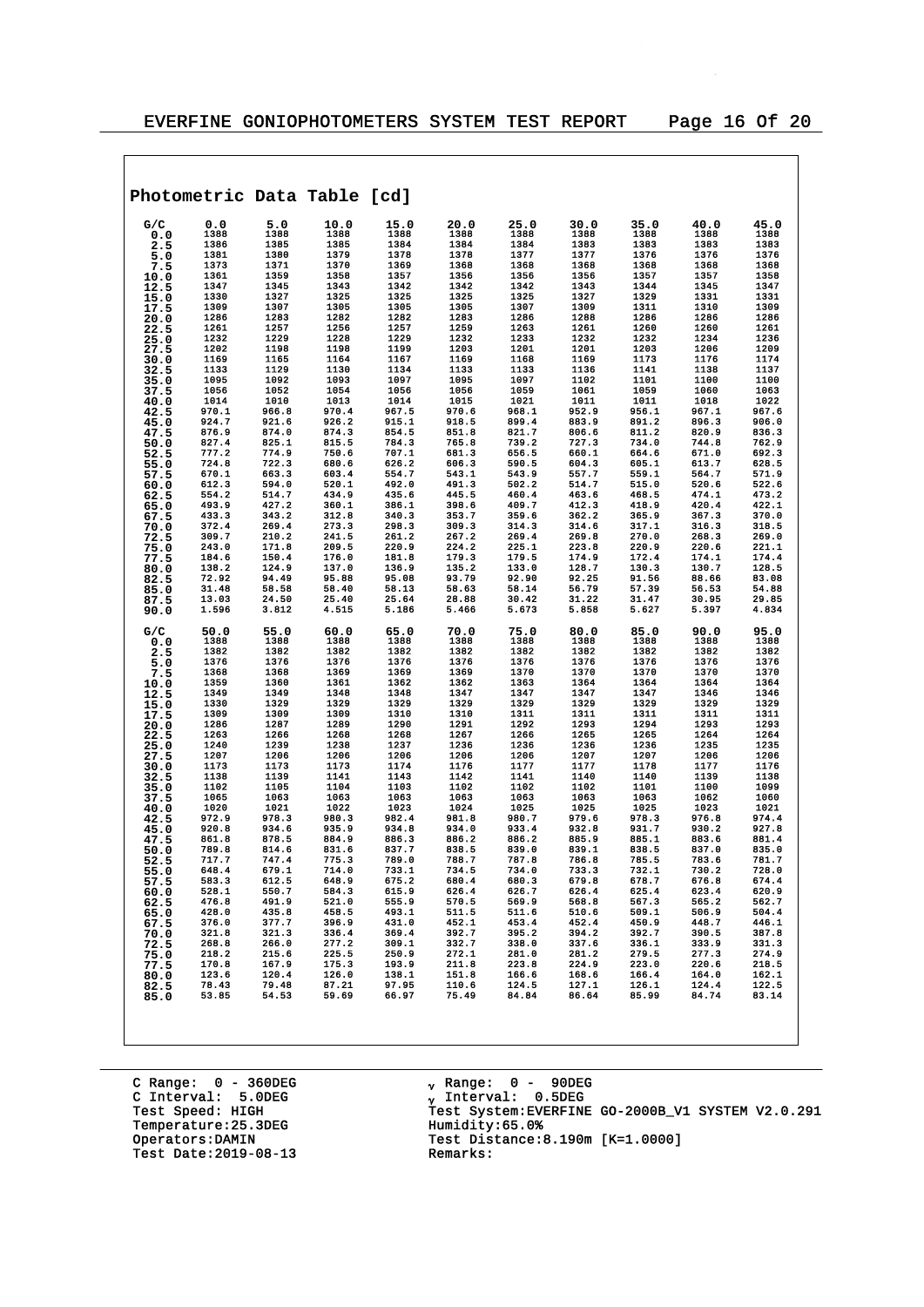## Photometric Data Table [cd]

| G/C | 0.0 | 5.0 | 10.0 | 15.0 | 20.0 | 25.0 | 30.0 | 35.0 | 40.0 | 45.0 |
|---|---|---|---|---|---|---|---|---|---|---|
| 0.0 | 1388 | 1388 | 1388 | 1388 | 1388 | 1388 | 1388 | 1388 | 1388 | 1388 |
| 2.5 | 1386 | 1385 | 1385 | 1384 | 1384 | 1384 | 1383 | 1383 | 1383 | 1383 |
| 5.0 | 1381 | 1380 | 1379 | 1378 | 1378 | 1377 | 1377 | 1376 | 1376 | 1376 |
| 7.5 | 1373 | 1371 | 1370 | 1369 | 1368 | 1368 | 1368 | 1368 | 1368 | 1368 |
| 10.0 | 1361 | 1359 | 1358 | 1357 | 1356 | 1356 | 1356 | 1357 | 1357 | 1358 |
| 12.5 | 1347 | 1345 | 1343 | 1342 | 1342 | 1342 | 1343 | 1344 | 1345 | 1347 |
| 15.0 | 1330 | 1327 | 1325 | 1325 | 1325 | 1325 | 1327 | 1329 | 1331 | 1331 |
| 17.5 | 1309 | 1307 | 1305 | 1305 | 1305 | 1307 | 1309 | 1311 | 1310 | 1309 |
| 20.0 | 1286 | 1283 | 1282 | 1282 | 1283 | 1286 | 1288 | 1286 | 1286 | 1286 |
| 22.5 | 1261 | 1257 | 1256 | 1257 | 1259 | 1263 | 1261 | 1260 | 1260 | 1261 |
| 25.0 | 1232 | 1229 | 1228 | 1229 | 1232 | 1233 | 1232 | 1232 | 1234 | 1236 |
| 27.5 | 1202 | 1198 | 1198 | 1199 | 1203 | 1201 | 1201 | 1203 | 1206 | 1209 |
| 30.0 | 1169 | 1165 | 1164 | 1167 | 1169 | 1168 | 1169 | 1173 | 1176 | 1174 |
| 32.5 | 1133 | 1129 | 1130 | 1134 | 1133 | 1133 | 1136 | 1141 | 1138 | 1137 |
| 35.0 | 1095 | 1092 | 1093 | 1097 | 1095 | 1097 | 1102 | 1101 | 1100 | 1100 |
| 37.5 | 1056 | 1052 | 1054 | 1056 | 1056 | 1059 | 1061 | 1059 | 1060 | 1063 |
| 40.0 | 1014 | 1010 | 1013 | 1014 | 1015 | 1021 | 1011 | 1011 | 1018 | 1022 |
| 42.5 | 970.1 | 966.8 | 970.4 | 967.5 | 970.6 | 968.1 | 952.9 | 956.1 | 967.1 | 967.6 |
| 45.0 | 924.7 | 921.6 | 926.2 | 915.1 | 918.5 | 899.4 | 883.9 | 891.2 | 896.3 | 906.0 |
| 47.5 | 876.9 | 874.0 | 874.3 | 854.5 | 851.8 | 821.7 | 806.6 | 811.2 | 820.9 | 836.3 |
| 50.0 | 827.4 | 825.1 | 815.5 | 784.3 | 765.8 | 739.2 | 727.3 | 734.0 | 744.8 | 762.9 |
| 52.5 | 777.2 | 774.9 | 750.6 | 707.1 | 681.3 | 656.5 | 660.1 | 664.6 | 671.0 | 692.3 |
| 55.0 | 724.8 | 722.3 | 680.6 | 626.2 | 606.3 | 590.5 | 604.3 | 605.1 | 613.7 | 628.5 |
| 57.5 | 670.1 | 663.3 | 603.4 | 554.7 | 543.1 | 543.9 | 557.7 | 559.1 | 564.7 | 571.9 |
| 60.0 | 612.3 | 594.0 | 520.1 | 492.0 | 491.3 | 502.2 | 514.7 | 515.0 | 520.6 | 522.6 |
| 62.5 | 554.2 | 514.7 | 434.9 | 435.6 | 445.5 | 460.4 | 463.6 | 468.5 | 474.1 | 473.2 |
| 65.0 | 493.9 | 427.2 | 360.1 | 386.1 | 398.6 | 409.7 | 412.3 | 418.9 | 420.4 | 422.1 |
| 67.5 | 433.3 | 343.2 | 312.8 | 340.3 | 353.7 | 359.6 | 362.2 | 365.9 | 367.3 | 370.0 |
| 70.0 | 372.4 | 269.4 | 273.3 | 298.3 | 309.3 | 314.3 | 314.6 | 317.1 | 316.3 | 318.5 |
| 72.5 | 309.7 | 210.2 | 241.5 | 261.2 | 267.2 | 269.4 | 269.8 | 270.0 | 268.3 | 269.0 |
| 75.0 | 243.0 | 171.8 | 209.5 | 220.9 | 224.2 | 225.1 | 223.8 | 220.9 | 220.6 | 221.1 |
| 77.5 | 184.6 | 150.4 | 176.0 | 181.8 | 179.3 | 179.5 | 174.9 | 172.4 | 174.1 | 174.4 |
| 80.0 | 138.2 | 124.9 | 137.0 | 136.9 | 135.2 | 133.0 | 128.7 | 130.3 | 130.7 | 128.5 |
| 82.5 | 72.92 | 94.49 | 95.88 | 95.08 | 93.79 | 92.90 | 92.25 | 91.56 | 88.66 | 83.08 |
| 85.0 | 31.48 | 58.58 | 58.40 | 58.13 | 58.63 | 58.14 | 56.79 | 57.39 | 56.53 | 54.88 |
| 87.5 | 13.03 | 24.50 | 25.40 | 25.64 | 28.88 | 30.42 | 31.22 | 31.47 | 30.95 | 29.85 |
| 90.0 | 1.596 | 3.812 | 4.515 | 5.186 | 5.466 | 5.673 | 5.858 | 5.627 | 5.397 | 4.834 |

| G/C | 50.0 | 55.0 | 60.0 | 65.0 | 70.0 | 75.0 | 80.0 | 85.0 | 90.0 | 95.0 |
|---|---|---|---|---|---|---|---|---|---|---|
| 0.0 | 1388 | 1388 | 1388 | 1388 | 1388 | 1388 | 1388 | 1388 | 1388 | 1388 |
| 2.5 | 1382 | 1382 | 1382 | 1382 | 1382 | 1382 | 1382 | 1382 | 1382 | 1382 |
| 5.0 | 1376 | 1376 | 1376 | 1376 | 1376 | 1376 | 1376 | 1376 | 1376 | 1376 |
| 7.5 | 1368 | 1368 | 1369 | 1369 | 1369 | 1370 | 1370 | 1370 | 1370 | 1370 |
| 10.0 | 1359 | 1360 | 1361 | 1362 | 1362 | 1363 | 1364 | 1364 | 1364 | 1364 |
| 12.5 | 1349 | 1349 | 1348 | 1348 | 1347 | 1347 | 1347 | 1347 | 1346 | 1346 |
| 15.0 | 1330 | 1329 | 1329 | 1329 | 1329 | 1329 | 1329 | 1329 | 1329 | 1329 |
| 17.5 | 1309 | 1309 | 1309 | 1310 | 1310 | 1311 | 1311 | 1311 | 1311 | 1311 |
| 20.0 | 1286 | 1287 | 1289 | 1290 | 1291 | 1292 | 1293 | 1294 | 1293 | 1293 |
| 22.5 | 1263 | 1266 | 1268 | 1268 | 1267 | 1266 | 1265 | 1265 | 1264 | 1264 |
| 25.0 | 1240 | 1239 | 1238 | 1237 | 1236 | 1236 | 1236 | 1236 | 1235 | 1235 |
| 27.5 | 1207 | 1206 | 1206 | 1206 | 1206 | 1206 | 1207 | 1207 | 1206 | 1206 |
| 30.0 | 1173 | 1173 | 1173 | 1174 | 1176 | 1177 | 1177 | 1178 | 1177 | 1176 |
| 32.5 | 1138 | 1139 | 1141 | 1143 | 1142 | 1141 | 1140 | 1140 | 1139 | 1138 |
| 35.0 | 1102 | 1105 | 1104 | 1103 | 1102 | 1102 | 1102 | 1101 | 1100 | 1099 |
| 37.5 | 1065 | 1063 | 1063 | 1063 | 1063 | 1063 | 1063 | 1063 | 1062 | 1060 |
| 40.0 | 1020 | 1021 | 1022 | 1023 | 1024 | 1025 | 1025 | 1025 | 1023 | 1021 |
| 42.5 | 972.9 | 978.3 | 980.3 | 982.4 | 981.8 | 980.7 | 979.6 | 978.3 | 976.8 | 974.4 |
| 45.0 | 920.8 | 934.6 | 935.9 | 934.8 | 934.0 | 933.4 | 932.8 | 931.7 | 930.2 | 927.8 |
| 47.5 | 861.8 | 878.5 | 884.9 | 886.3 | 886.2 | 886.2 | 885.9 | 885.1 | 883.6 | 881.4 |
| 50.0 | 789.8 | 814.6 | 831.6 | 837.7 | 838.5 | 839.0 | 839.1 | 838.5 | 837.0 | 835.0 |
| 52.5 | 717.7 | 747.4 | 775.3 | 789.0 | 788.7 | 787.8 | 786.8 | 785.5 | 783.6 | 781.7 |
| 55.0 | 648.4 | 679.1 | 714.0 | 733.1 | 734.5 | 734.0 | 733.3 | 732.1 | 730.2 | 728.0 |
| 57.5 | 583.3 | 612.5 | 648.9 | 675.2 | 680.4 | 680.3 | 679.8 | 678.7 | 676.8 | 674.4 |
| 60.0 | 528.1 | 550.7 | 584.3 | 615.9 | 626.4 | 626.7 | 626.4 | 625.4 | 623.4 | 620.9 |
| 62.5 | 476.8 | 491.9 | 521.0 | 555.9 | 570.5 | 569.9 | 568.8 | 567.3 | 565.2 | 562.7 |
| 65.0 | 428.0 | 435.8 | 458.5 | 493.1 | 511.5 | 511.6 | 510.6 | 509.1 | 506.9 | 504.4 |
| 67.5 | 376.0 | 377.7 | 396.9 | 431.0 | 452.1 | 453.4 | 452.4 | 450.9 | 448.7 | 446.1 |
| 70.0 | 321.8 | 321.3 | 336.4 | 369.4 | 392.7 | 395.2 | 394.2 | 392.7 | 390.5 | 387.8 |
| 72.5 | 268.8 | 266.0 | 277.2 | 309.1 | 332.7 | 338.0 | 337.6 | 336.1 | 333.9 | 331.3 |
| 75.0 | 218.2 | 215.6 | 225.5 | 250.9 | 272.1 | 281.0 | 281.2 | 279.5 | 277.3 | 274.9 |
| 77.5 | 170.8 | 167.9 | 175.3 | 193.9 | 211.8 | 223.8 | 224.9 | 223.0 | 220.6 | 218.5 |
| 80.0 | 123.6 | 120.4 | 126.0 | 138.1 | 151.8 | 166.6 | 168.6 | 166.4 | 164.0 | 162.1 |
| 82.5 | 78.43 | 79.48 | 87.21 | 97.95 | 110.6 | 124.5 | 127.1 | 126.1 | 124.4 | 122.5 |
| 85.0 | 53.85 | 54.53 | 59.69 | 66.97 | 75.49 | 84.84 | 86.64 | 85.99 | 84.74 | 83.14 |

C Range: 0 - 360DEG
C Interval: 5.0DEG
Test Speed: HIGH
Temperature:25.3DEG
Operators:DAMIN
Test Date:2019-08-13

$\gamma$ Range: 0 - 90DEG
$\gamma$ Interval: 0.5DEG
Test System:EVERFINE GO-2000B_V1 SYSTEM V2.0.291
Humidity:65.0%
Test Distance:8.190m [K=1.0000]
Remarks: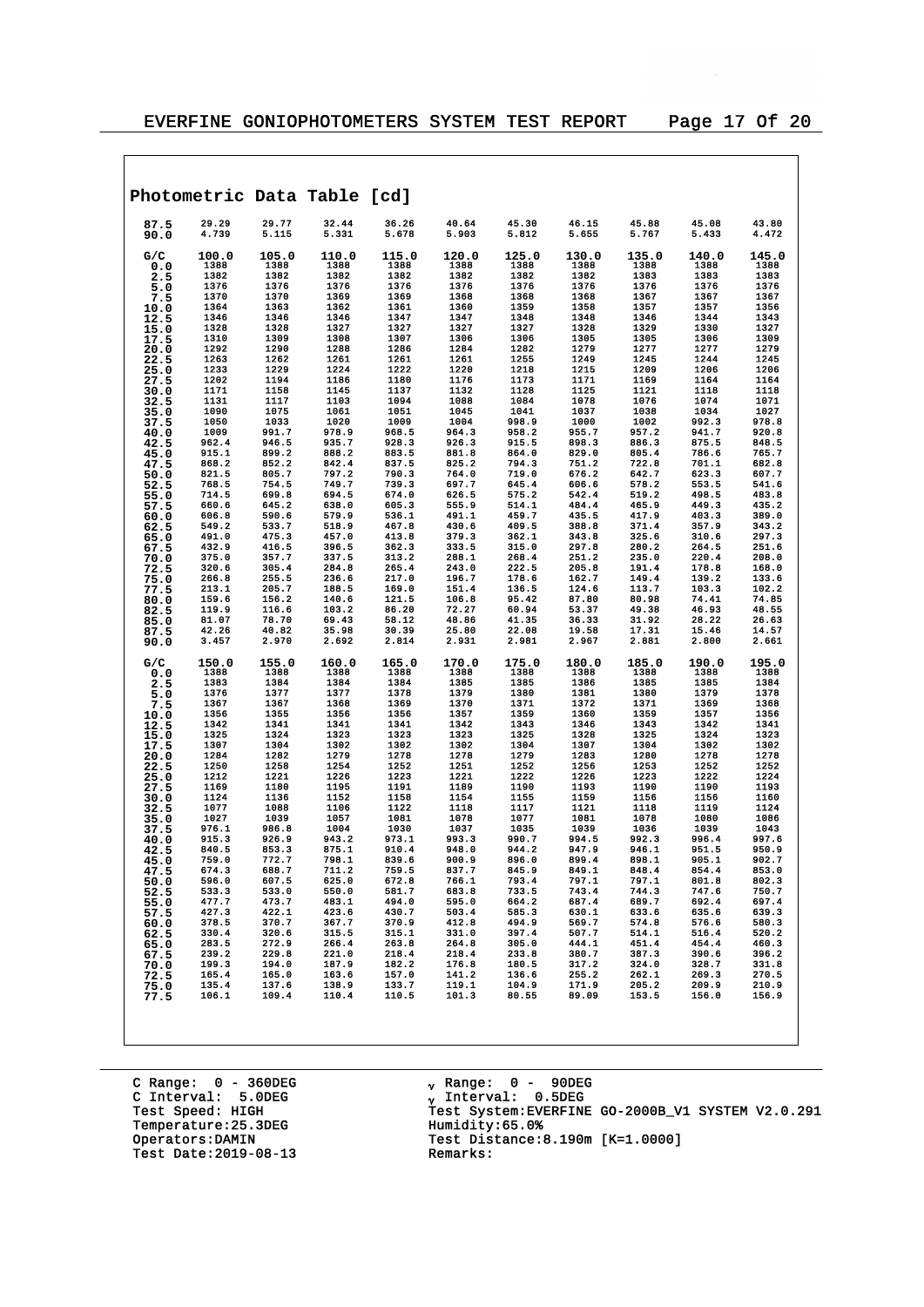## Photometric Data Table [cd]

| | | | | | | | | | | |
|---|---|---|---|---|---|---|---|---|---|---|
| 87.5 | 29.29 | 29.77 | 32.44 | 36.26 | 40.64 | 45.30 | 46.15 | 45.88 | 45.08 | 43.80 |
| 90.0 | 4.739 | 5.115 | 5.331 | 5.678 | 5.903 | 5.812 | 5.655 | 5.767 | 5.433 | 4.472 |

| G/C | 100.0 | 105.0 | 110.0 | 115.0 | 120.0 | 125.0 | 130.0 | 135.0 | 140.0 | 145.0 |
|---|---|---|---|---|---|---|---|---|---|---|
| 0.0 | 1388 | 1388 | 1388 | 1388 | 1388 | 1388 | 1388 | 1388 | 1388 | 1388 |
| 2.5 | 1382 | 1382 | 1382 | 1382 | 1382 | 1382 | 1382 | 1383 | 1383 | 1383 |
| 5.0 | 1376 | 1376 | 1376 | 1376 | 1376 | 1376 | 1376 | 1376 | 1376 | 1376 |
| 7.5 | 1370 | 1370 | 1369 | 1369 | 1368 | 1368 | 1368 | 1367 | 1367 | 1367 |
| 10.0 | 1364 | 1363 | 1362 | 1361 | 1360 | 1359 | 1358 | 1357 | 1357 | 1356 |
| 12.5 | 1346 | 1346 | 1346 | 1347 | 1347 | 1348 | 1348 | 1346 | 1344 | 1343 |
| 15.0 | 1328 | 1328 | 1327 | 1327 | 1327 | 1327 | 1328 | 1329 | 1330 | 1327 |
| 17.5 | 1310 | 1309 | 1308 | 1307 | 1306 | 1306 | 1305 | 1305 | 1306 | 1309 |
| 20.0 | 1292 | 1290 | 1288 | 1286 | 1284 | 1282 | 1279 | 1277 | 1277 | 1279 |
| 22.5 | 1263 | 1262 | 1261 | 1261 | 1261 | 1255 | 1249 | 1245 | 1244 | 1245 |
| 25.0 | 1233 | 1229 | 1224 | 1222 | 1220 | 1218 | 1215 | 1209 | 1206 | 1206 |
| 27.5 | 1202 | 1194 | 1186 | 1180 | 1176 | 1173 | 1171 | 1169 | 1164 | 1164 |
| 30.0 | 1171 | 1158 | 1145 | 1137 | 1132 | 1128 | 1125 | 1121 | 1118 | 1118 |
| 32.5 | 1131 | 1117 | 1103 | 1094 | 1088 | 1084 | 1078 | 1076 | 1074 | 1071 |
| 35.0 | 1090 | 1075 | 1061 | 1051 | 1045 | 1041 | 1037 | 1038 | 1034 | 1027 |
| 37.5 | 1050 | 1033 | 1020 | 1009 | 1004 | 998.9 | 1000 | 1002 | 992.3 | 978.8 |
| 40.0 | 1009 | 991.7 | 978.9 | 968.5 | 964.3 | 958.2 | 955.7 | 957.2 | 941.7 | 920.8 |
| 42.5 | 962.4 | 946.5 | 935.7 | 928.3 | 926.3 | 915.5 | 898.3 | 886.3 | 875.5 | 848.5 |
| 45.0 | 915.1 | 899.2 | 888.2 | 883.5 | 881.8 | 864.0 | 829.0 | 805.4 | 786.6 | 765.7 |
| 47.5 | 868.2 | 852.2 | 842.4 | 837.5 | 825.2 | 794.3 | 751.2 | 722.8 | 701.1 | 682.8 |
| 50.0 | 821.5 | 805.7 | 797.2 | 790.3 | 764.0 | 719.0 | 676.2 | 642.7 | 623.3 | 607.7 |
| 52.5 | 768.5 | 754.5 | 749.7 | 739.3 | 697.7 | 645.4 | 606.6 | 578.2 | 553.5 | 541.6 |
| 55.0 | 714.5 | 699.8 | 694.5 | 674.0 | 626.5 | 575.2 | 542.4 | 519.2 | 498.5 | 483.8 |
| 57.5 | 660.6 | 645.2 | 638.0 | 605.3 | 555.9 | 514.1 | 484.4 | 465.9 | 449.3 | 435.2 |
| 60.0 | 606.8 | 590.6 | 579.9 | 536.1 | 491.1 | 459.7 | 435.5 | 417.9 | 403.3 | 389.0 |
| 62.5 | 549.2 | 533.7 | 518.9 | 467.8 | 430.6 | 409.5 | 388.8 | 371.4 | 357.9 | 343.2 |
| 65.0 | 491.0 | 475.3 | 457.0 | 413.8 | 379.3 | 362.1 | 343.8 | 325.6 | 310.6 | 297.3 |
| 67.5 | 432.9 | 416.5 | 396.5 | 362.3 | 333.5 | 315.0 | 297.8 | 280.2 | 264.5 | 251.6 |
| 70.0 | 375.0 | 357.7 | 337.5 | 313.2 | 288.1 | 268.4 | 251.2 | 235.0 | 220.4 | 208.0 |
| 72.5 | 320.6 | 305.4 | 284.8 | 265.4 | 243.0 | 222.5 | 205.8 | 191.4 | 178.8 | 168.0 |
| 75.0 | 266.8 | 255.5 | 236.6 | 217.0 | 196.7 | 178.6 | 162.7 | 149.4 | 139.2 | 133.6 |
| 77.5 | 213.1 | 205.7 | 188.5 | 169.0 | 151.4 | 136.5 | 124.6 | 113.7 | 103.3 | 102.2 |
| 80.0 | 159.6 | 156.2 | 140.6 | 121.5 | 106.8 | 95.42 | 87.80 | 80.98 | 74.41 | 74.85 |
| 82.5 | 119.9 | 116.6 | 103.2 | 86.20 | 72.27 | 60.94 | 53.37 | 49.38 | 46.93 | 48.55 |
| 85.0 | 81.07 | 78.70 | 69.43 | 58.12 | 48.86 | 41.35 | 36.33 | 31.92 | 28.22 | 26.63 |
| 87.5 | 42.26 | 40.82 | 35.98 | 30.39 | 25.80 | 22.08 | 19.58 | 17.31 | 15.46 | 14.57 |
| 90.0 | 3.457 | 2.970 | 2.692 | 2.814 | 2.931 | 2.981 | 2.967 | 2.881 | 2.800 | 2.661 |

| G/C | 150.0 | 155.0 | 160.0 | 165.0 | 170.0 | 175.0 | 180.0 | 185.0 | 190.0 | 195.0 |
|---|---|---|---|---|---|---|---|---|---|---|
| 0.0 | 1388 | 1388 | 1388 | 1388 | 1388 | 1388 | 1388 | 1388 | 1388 | 1388 |
| 2.5 | 1383 | 1384 | 1384 | 1384 | 1385 | 1385 | 1386 | 1385 | 1385 | 1384 |
| 5.0 | 1376 | 1377 | 1377 | 1378 | 1379 | 1380 | 1381 | 1380 | 1379 | 1378 |
| 7.5 | 1367 | 1367 | 1368 | 1369 | 1370 | 1371 | 1372 | 1371 | 1369 | 1368 |
| 10.0 | 1356 | 1355 | 1356 | 1356 | 1357 | 1359 | 1360 | 1359 | 1357 | 1356 |
| 12.5 | 1342 | 1341 | 1341 | 1341 | 1342 | 1343 | 1346 | 1343 | 1342 | 1341 |
| 15.0 | 1325 | 1324 | 1323 | 1323 | 1323 | 1325 | 1328 | 1325 | 1324 | 1323 |
| 17.5 | 1307 | 1304 | 1302 | 1302 | 1302 | 1304 | 1307 | 1304 | 1302 | 1302 |
| 20.0 | 1284 | 1282 | 1279 | 1278 | 1278 | 1279 | 1283 | 1280 | 1278 | 1278 |
| 22.5 | 1250 | 1258 | 1254 | 1252 | 1251 | 1252 | 1256 | 1253 | 1252 | 1252 |
| 25.0 | 1212 | 1221 | 1226 | 1223 | 1221 | 1222 | 1226 | 1223 | 1222 | 1224 |
| 27.5 | 1169 | 1180 | 1195 | 1191 | 1189 | 1190 | 1193 | 1190 | 1190 | 1193 |
| 30.0 | 1124 | 1136 | 1152 | 1158 | 1154 | 1155 | 1159 | 1156 | 1156 | 1160 |
| 32.5 | 1077 | 1088 | 1106 | 1122 | 1118 | 1117 | 1121 | 1118 | 1119 | 1124 |
| 35.0 | 1027 | 1039 | 1057 | 1081 | 1078 | 1077 | 1081 | 1078 | 1080 | 1086 |
| 37.5 | 976.1 | 986.8 | 1004 | 1030 | 1037 | 1035 | 1039 | 1036 | 1039 | 1043 |
| 40.0 | 915.3 | 926.9 | 943.2 | 973.1 | 993.3 | 990.7 | 994.5 | 992.3 | 996.4 | 997.6 |
| 42.5 | 840.5 | 853.3 | 875.1 | 910.4 | 948.0 | 944.2 | 947.9 | 946.1 | 951.5 | 950.9 |
| 45.0 | 759.0 | 772.7 | 798.1 | 839.6 | 900.9 | 896.0 | 899.4 | 898.1 | 905.1 | 902.7 |
| 47.5 | 674.3 | 688.7 | 711.2 | 759.5 | 837.7 | 845.9 | 849.1 | 848.4 | 854.4 | 853.0 |
| 50.0 | 596.0 | 607.5 | 625.0 | 672.8 | 766.1 | 793.4 | 797.1 | 797.1 | 801.8 | 802.3 |
| 52.5 | 533.3 | 533.0 | 550.0 | 581.7 | 683.8 | 733.5 | 743.4 | 744.3 | 747.6 | 750.7 |
| 55.0 | 477.7 | 473.7 | 483.1 | 494.0 | 595.0 | 664.2 | 687.4 | 689.7 | 692.4 | 697.4 |
| 57.5 | 427.3 | 422.1 | 423.6 | 430.7 | 503.4 | 585.3 | 630.1 | 633.6 | 635.6 | 639.3 |
| 60.0 | 378.5 | 370.7 | 367.7 | 370.9 | 412.8 | 494.9 | 569.7 | 574.8 | 576.6 | 580.3 |
| 62.5 | 330.4 | 320.6 | 315.5 | 315.1 | 331.0 | 397.4 | 507.7 | 514.1 | 516.4 | 520.2 |
| 65.0 | 283.5 | 272.9 | 266.4 | 263.8 | 264.8 | 305.0 | 444.1 | 451.4 | 454.4 | 460.3 |
| 67.5 | 239.2 | 229.8 | 221.0 | 218.4 | 218.4 | 233.8 | 380.7 | 387.3 | 390.6 | 396.2 |
| 70.0 | 199.3 | 194.0 | 187.9 | 182.2 | 176.8 | 180.5 | 317.2 | 324.0 | 328.7 | 331.8 |
| 72.5 | 165.4 | 165.0 | 163.6 | 157.0 | 141.2 | 136.6 | 255.2 | 262.1 | 269.3 | 270.5 |
| 75.0 | 135.4 | 137.6 | 138.9 | 133.7 | 119.1 | 104.9 | 171.9 | 205.2 | 209.9 | 210.9 |
| 77.5 | 106.1 | 109.4 | 110.4 | 110.5 | 101.3 | 80.55 | 89.09 | 153.5 | 156.0 | 156.9 |

C Range: 0 - 360DEG
C Interval: 5.0DEG
Test Speed: HIGH
Temperature:25.3DEG
Operators:DAMIN
Test Date:2019-08-13

γ Range: 0 - 90DEG
γ Interval: 0.5DEG
Test System:EVERFINE GO-2000B_V1 SYSTEM V2.0.291
Humidity:65.0%
Test Distance:8.190m [K=1.0000]
Remarks: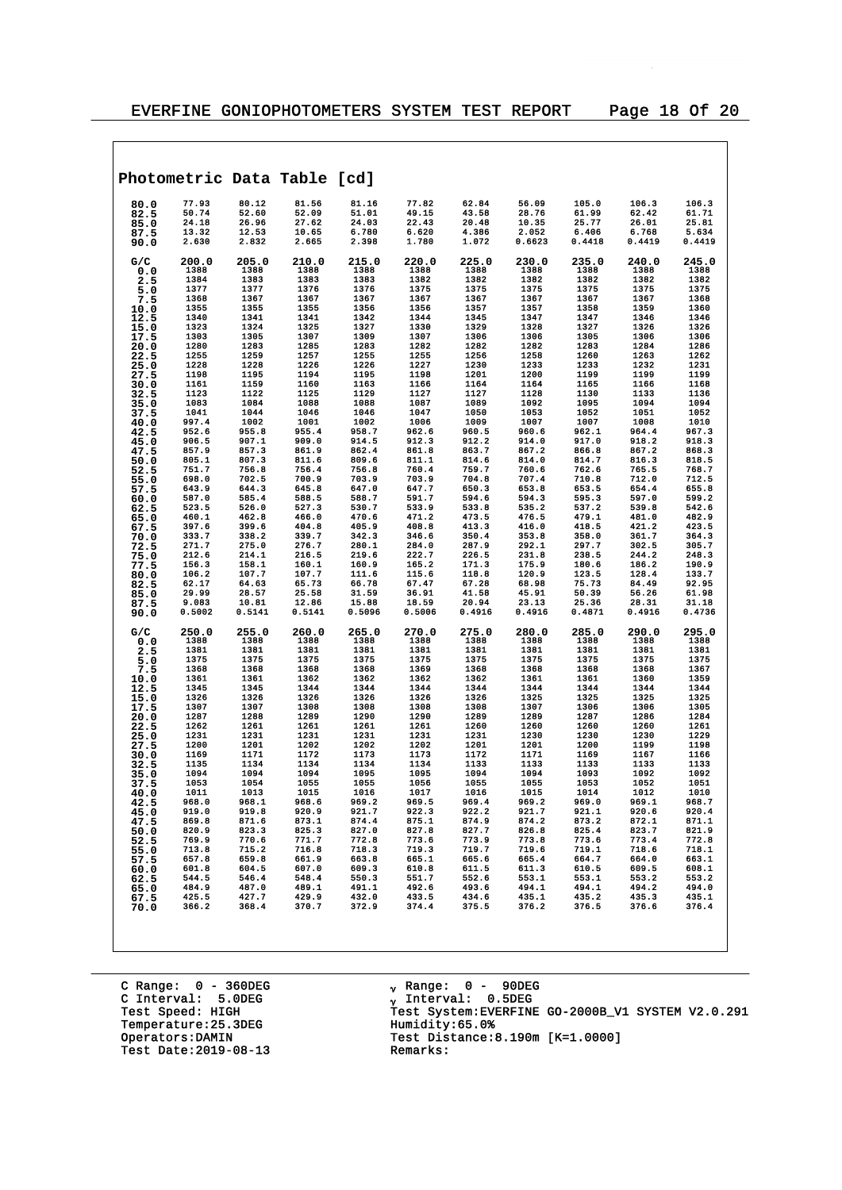## Photometric Data Table [cd]

| | | | | | | | | | | |
|---|---|---|---|---|---|---|---|---|---|---|
| 80.0 | 77.93 | 80.12 | 81.56 | 81.16 | 77.82 | 62.84 | 56.09 | 105.0 | 106.3 | 106.3 |
| 82.5 | 50.74 | 52.60 | 52.09 | 51.01 | 49.15 | 43.58 | 28.76 | 61.99 | 62.42 | 61.71 |
| 85.0 | 24.18 | 26.96 | 27.62 | 24.03 | 22.43 | 20.48 | 10.35 | 25.77 | 26.01 | 25.81 |
| 87.5 | 13.32 | 12.53 | 10.65 | 6.780 | 6.620 | 4.386 | 2.052 | 6.406 | 6.768 | 5.634 |
| 90.0 | 2.630 | 2.832 | 2.665 | 2.398 | 1.780 | 1.072 | 0.6623 | 0.4418 | 0.4419 | 0.4419 |

| G/C | 200.0 | 205.0 | 210.0 | 215.0 | 220.0 | 225.0 | 230.0 | 235.0 | 240.0 | 245.0 |
|---|---|---|---|---|---|---|---|---|---|---|
| 0.0 | 1388 | 1388 | 1388 | 1388 | 1388 | 1388 | 1388 | 1388 | 1388 | 1388 |
| 2.5 | 1384 | 1383 | 1383 | 1383 | 1382 | 1382 | 1382 | 1382 | 1382 | 1382 |
| 5.0 | 1377 | 1377 | 1376 | 1376 | 1375 | 1375 | 1375 | 1375 | 1375 | 1375 |
| 7.5 | 1368 | 1367 | 1367 | 1367 | 1367 | 1367 | 1367 | 1367 | 1367 | 1368 |
| 10.0 | 1355 | 1355 | 1355 | 1356 | 1356 | 1357 | 1357 | 1358 | 1359 | 1360 |
| 12.5 | 1340 | 1341 | 1341 | 1342 | 1344 | 1345 | 1347 | 1347 | 1346 | 1346 |
| 15.0 | 1323 | 1324 | 1325 | 1327 | 1330 | 1329 | 1328 | 1327 | 1326 | 1326 |
| 17.5 | 1303 | 1305 | 1307 | 1309 | 1307 | 1306 | 1306 | 1305 | 1306 | 1306 |
| 20.0 | 1280 | 1283 | 1285 | 1283 | 1282 | 1282 | 1282 | 1283 | 1284 | 1286 |
| 22.5 | 1255 | 1259 | 1257 | 1255 | 1255 | 1256 | 1258 | 1260 | 1263 | 1262 |
| 25.0 | 1228 | 1228 | 1226 | 1226 | 1227 | 1230 | 1233 | 1233 | 1232 | 1231 |
| 27.5 | 1198 | 1195 | 1194 | 1195 | 1198 | 1201 | 1200 | 1199 | 1199 | 1199 |
| 30.0 | 1161 | 1159 | 1160 | 1163 | 1166 | 1164 | 1164 | 1165 | 1166 | 1168 |
| 32.5 | 1123 | 1122 | 1125 | 1129 | 1127 | 1127 | 1128 | 1130 | 1133 | 1136 |
| 35.0 | 1083 | 1084 | 1088 | 1088 | 1087 | 1089 | 1092 | 1095 | 1094 | 1094 |
| 37.5 | 1041 | 1044 | 1046 | 1046 | 1047 | 1050 | 1053 | 1052 | 1051 | 1052 |
| 40.0 | 997.4 | 1002 | 1001 | 1002 | 1006 | 1009 | 1007 | 1007 | 1008 | 1010 |
| 42.5 | 952.6 | 955.8 | 955.4 | 958.7 | 962.6 | 960.5 | 960.6 | 962.1 | 964.4 | 967.3 |
| 45.0 | 906.5 | 907.1 | 909.0 | 914.5 | 912.3 | 912.2 | 914.0 | 917.0 | 918.2 | 918.3 |
| 47.5 | 857.9 | 857.3 | 861.9 | 862.4 | 861.8 | 863.7 | 867.2 | 866.8 | 867.2 | 868.3 |
| 50.0 | 805.1 | 807.3 | 811.6 | 809.6 | 811.1 | 814.6 | 814.0 | 814.7 | 816.3 | 818.5 |
| 52.5 | 751.7 | 756.8 | 756.4 | 756.8 | 760.4 | 759.7 | 760.6 | 762.6 | 765.5 | 768.7 |
| 55.0 | 698.0 | 702.5 | 700.9 | 703.9 | 703.9 | 704.8 | 707.4 | 710.8 | 712.0 | 712.5 |
| 57.5 | 643.9 | 644.3 | 645.8 | 647.0 | 647.7 | 650.3 | 653.8 | 653.5 | 654.4 | 655.8 |
| 60.0 | 587.0 | 585.4 | 588.5 | 588.7 | 591.7 | 594.6 | 594.3 | 595.3 | 597.0 | 599.2 |
| 62.5 | 523.5 | 526.0 | 527.3 | 530.7 | 533.9 | 533.8 | 535.2 | 537.2 | 539.8 | 542.6 |
| 65.0 | 460.1 | 462.8 | 466.0 | 470.6 | 471.2 | 473.5 | 476.5 | 479.1 | 481.0 | 482.9 |
| 67.5 | 397.6 | 399.6 | 404.8 | 405.9 | 408.8 | 413.3 | 416.0 | 418.5 | 421.2 | 423.5 |
| 70.0 | 333.7 | 338.2 | 339.7 | 342.3 | 346.6 | 350.4 | 353.8 | 358.0 | 361.7 | 364.3 |
| 72.5 | 271.7 | 275.0 | 276.7 | 280.1 | 284.0 | 287.9 | 292.1 | 297.7 | 302.5 | 305.7 |
| 75.0 | 212.6 | 214.1 | 216.5 | 219.6 | 222.7 | 226.5 | 231.8 | 238.5 | 244.2 | 248.3 |
| 77.5 | 156.3 | 158.1 | 160.1 | 160.9 | 165.2 | 171.3 | 175.9 | 180.6 | 186.2 | 190.9 |
| 80.0 | 106.2 | 107.7 | 107.7 | 111.6 | 115.6 | 118.8 | 120.9 | 123.5 | 128.4 | 133.7 |
| 82.5 | 62.17 | 64.63 | 65.73 | 66.78 | 67.47 | 67.28 | 68.98 | 75.73 | 84.49 | 92.95 |
| 85.0 | 29.99 | 28.57 | 25.58 | 31.59 | 36.91 | 41.58 | 45.91 | 50.39 | 56.26 | 61.98 |
| 87.5 | 9.083 | 10.81 | 12.86 | 15.88 | 18.59 | 20.94 | 23.13 | 25.36 | 28.31 | 31.18 |
| 90.0 | 0.5002 | 0.5141 | 0.5141 | 0.5096 | 0.5006 | 0.4916 | 0.4916 | 0.4871 | 0.4916 | 0.4736 |

| G/C | 250.0 | 255.0 | 260.0 | 265.0 | 270.0 | 275.0 | 280.0 | 285.0 | 290.0 | 295.0 |
|---|---|---|---|---|---|---|---|---|---|---|
| 0.0 | 1388 | 1388 | 1388 | 1388 | 1388 | 1388 | 1388 | 1388 | 1388 | 1388 |
| 2.5 | 1381 | 1381 | 1381 | 1381 | 1381 | 1381 | 1381 | 1381 | 1381 | 1381 |
| 5.0 | 1375 | 1375 | 1375 | 1375 | 1375 | 1375 | 1375 | 1375 | 1375 | 1375 |
| 7.5 | 1368 | 1368 | 1368 | 1368 | 1369 | 1368 | 1368 | 1368 | 1368 | 1367 |
| 10.0 | 1361 | 1361 | 1362 | 1362 | 1362 | 1362 | 1361 | 1361 | 1360 | 1359 |
| 12.5 | 1345 | 1345 | 1344 | 1344 | 1344 | 1344 | 1344 | 1344 | 1344 | 1344 |
| 15.0 | 1326 | 1326 | 1326 | 1326 | 1326 | 1326 | 1325 | 1325 | 1325 | 1325 |
| 17.5 | 1307 | 1307 | 1308 | 1308 | 1308 | 1308 | 1307 | 1306 | 1306 | 1305 |
| 20.0 | 1287 | 1288 | 1289 | 1290 | 1290 | 1289 | 1289 | 1287 | 1286 | 1284 |
| 22.5 | 1262 | 1261 | 1261 | 1261 | 1261 | 1260 | 1260 | 1260 | 1260 | 1261 |
| 25.0 | 1231 | 1231 | 1231 | 1231 | 1231 | 1231 | 1230 | 1230 | 1230 | 1229 |
| 27.5 | 1200 | 1201 | 1202 | 1202 | 1202 | 1201 | 1201 | 1200 | 1199 | 1198 |
| 30.0 | 1169 | 1171 | 1172 | 1173 | 1173 | 1172 | 1171 | 1169 | 1167 | 1166 |
| 32.5 | 1135 | 1134 | 1134 | 1134 | 1134 | 1133 | 1133 | 1133 | 1133 | 1133 |
| 35.0 | 1094 | 1094 | 1094 | 1095 | 1095 | 1094 | 1094 | 1093 | 1092 | 1092 |
| 37.5 | 1053 | 1054 | 1055 | 1055 | 1056 | 1055 | 1055 | 1053 | 1052 | 1051 |
| 40.0 | 1011 | 1013 | 1015 | 1016 | 1017 | 1016 | 1015 | 1014 | 1012 | 1010 |
| 42.5 | 968.0 | 968.1 | 968.6 | 969.2 | 969.5 | 969.4 | 969.2 | 969.0 | 969.1 | 968.7 |
| 45.0 | 919.0 | 919.8 | 920.9 | 921.7 | 922.3 | 922.2 | 921.7 | 921.1 | 920.6 | 920.4 |
| 47.5 | 869.8 | 871.6 | 873.1 | 874.4 | 875.1 | 874.9 | 874.2 | 873.2 | 872.1 | 871.1 |
| 50.0 | 820.9 | 823.3 | 825.3 | 827.0 | 827.8 | 827.7 | 826.8 | 825.4 | 823.7 | 821.9 |
| 52.5 | 769.9 | 770.6 | 771.7 | 772.8 | 773.6 | 773.9 | 773.8 | 773.6 | 773.4 | 772.8 |
| 55.0 | 713.8 | 715.2 | 716.8 | 718.3 | 719.3 | 719.7 | 719.6 | 719.1 | 718.6 | 718.1 |
| 57.5 | 657.8 | 659.8 | 661.9 | 663.8 | 665.1 | 665.6 | 665.4 | 664.7 | 664.0 | 663.1 |
| 60.0 | 601.8 | 604.5 | 607.0 | 609.3 | 610.8 | 611.5 | 611.3 | 610.5 | 609.5 | 608.1 |
| 62.5 | 544.5 | 546.4 | 548.4 | 550.3 | 551.7 | 552.6 | 553.1 | 553.1 | 553.2 | 553.2 |
| 65.0 | 484.9 | 487.0 | 489.1 | 491.1 | 492.8 | 493.6 | 494.1 | 494.1 | 494.2 | 494.0 |
| 67.5 | 425.5 | 427.7 | 429.9 | 432.0 | 433.5 | 434.6 | 435.1 | 435.2 | 435.3 | 435.1 |
| 70.0 | 366.2 | 368.4 | 370.7 | 372.9 | 374.4 | 375.5 | 376.2 | 376.5 | 376.6 | 376.4 |

C Range: 0 - 360DEG
C Interval: 5.0DEG
Test Speed: HIGH
Temperature:25.3DEG
Operators:DAMIN
Test Date:2019-08-13

γ Range: 0 - 90DEG
γ Interval: 0.5DEG
Test System:EVERFINE GO-2000B_V1 SYSTEM V2.0.291
Humidity:65.0%
Test Distance:8.190m [K=1.0000]
Remarks: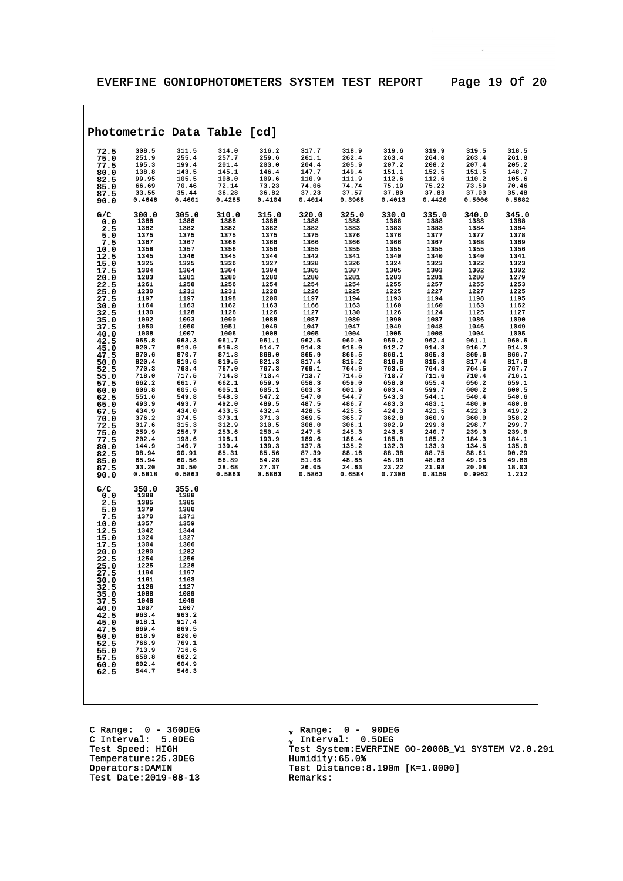## Photometric Data Table [cd]

| | | | | | | | | | | |
|---|---|---|---|---|---|---|---|---|---|---|
| 72.5 | 308.5 | 311.5 | 314.0 | 316.2 | 317.7 | 318.9 | 319.6 | 319.9 | 319.5 | 318.5 |
| 75.0 | 251.9 | 255.4 | 257.7 | 259.6 | 261.1 | 262.4 | 263.4 | 264.0 | 263.4 | 261.8 |
| 77.5 | 195.3 | 199.4 | 201.4 | 203.0 | 204.4 | 205.9 | 207.2 | 208.2 | 207.4 | 205.2 |
| 80.0 | 138.8 | 143.5 | 145.1 | 146.4 | 147.7 | 149.4 | 151.1 | 152.5 | 151.5 | 148.7 |
| 82.5 | 99.95 | 105.5 | 108.0 | 109.6 | 110.9 | 111.9 | 112.6 | 112.6 | 110.2 | 105.6 |
| 85.0 | 66.69 | 70.46 | 72.14 | 73.23 | 74.06 | 74.74 | 75.19 | 75.22 | 73.59 | 70.46 |
| 87.5 | 33.55 | 35.44 | 36.28 | 36.82 | 37.23 | 37.57 | 37.80 | 37.83 | 37.03 | 35.48 |
| 90.0 | 0.4646 | 0.4601 | 0.4285 | 0.4104 | 0.4014 | 0.3968 | 0.4013 | 0.4420 | 0.5006 | 0.5682 |

| G/C | 300.0 | 305.0 | 310.0 | 315.0 | 320.0 | 325.0 | 330.0 | 335.0 | 340.0 | 345.0 |
|---|---|---|---|---|---|---|---|---|---|---|
| 0.0 | 1388 | 1388 | 1388 | 1388 | 1388 | 1388 | 1388 | 1388 | 1388 | 1388 |
| 2.5 | 1382 | 1382 | 1382 | 1382 | 1382 | 1383 | 1383 | 1383 | 1384 | 1384 |
| 5.0 | 1375 | 1375 | 1375 | 1375 | 1375 | 1376 | 1376 | 1377 | 1377 | 1378 |
| 7.5 | 1367 | 1367 | 1366 | 1366 | 1366 | 1366 | 1366 | 1367 | 1368 | 1369 |
| 10.0 | 1358 | 1357 | 1356 | 1356 | 1355 | 1355 | 1355 | 1355 | 1355 | 1356 |
| 12.5 | 1345 | 1346 | 1345 | 1344 | 1342 | 1341 | 1340 | 1340 | 1340 | 1341 |
| 15.0 | 1325 | 1325 | 1326 | 1327 | 1328 | 1326 | 1324 | 1323 | 1322 | 1323 |
| 17.5 | 1304 | 1304 | 1304 | 1304 | 1305 | 1307 | 1305 | 1303 | 1302 | 1302 |
| 20.0 | 1283 | 1281 | 1280 | 1280 | 1280 | 1281 | 1283 | 1281 | 1280 | 1279 |
| 22.5 | 1261 | 1258 | 1256 | 1254 | 1254 | 1254 | 1255 | 1257 | 1255 | 1253 |
| 25.0 | 1230 | 1231 | 1231 | 1228 | 1226 | 1225 | 1225 | 1227 | 1227 | 1225 |
| 27.5 | 1197 | 1197 | 1198 | 1200 | 1197 | 1194 | 1193 | 1194 | 1198 | 1195 |
| 30.0 | 1164 | 1163 | 1162 | 1163 | 1166 | 1163 | 1160 | 1160 | 1163 | 1162 |
| 32.5 | 1130 | 1128 | 1126 | 1126 | 1127 | 1130 | 1126 | 1124 | 1125 | 1127 |
| 35.0 | 1092 | 1093 | 1090 | 1088 | 1087 | 1089 | 1090 | 1087 | 1086 | 1090 |
| 37.5 | 1050 | 1050 | 1051 | 1049 | 1047 | 1047 | 1049 | 1048 | 1046 | 1049 |
| 40.0 | 1008 | 1007 | 1006 | 1008 | 1005 | 1004 | 1005 | 1008 | 1004 | 1005 |
| 42.5 | 965.8 | 963.3 | 961.7 | 961.1 | 962.5 | 960.0 | 959.2 | 962.4 | 961.1 | 960.6 |
| 45.0 | 920.7 | 919.9 | 916.8 | 914.7 | 914.3 | 916.0 | 912.7 | 914.3 | 916.7 | 914.3 |
| 47.5 | 870.6 | 870.7 | 871.8 | 868.0 | 865.9 | 866.5 | 866.1 | 865.3 | 869.6 | 866.7 |
| 50.0 | 820.4 | 819.6 | 819.5 | 821.3 | 817.4 | 815.2 | 816.8 | 815.8 | 817.4 | 817.8 |
| 52.5 | 770.3 | 768.4 | 767.0 | 767.3 | 769.1 | 764.9 | 763.5 | 764.8 | 764.5 | 767.7 |
| 55.0 | 718.0 | 717.5 | 714.8 | 713.4 | 713.7 | 714.5 | 710.7 | 711.6 | 710.4 | 716.1 |
| 57.5 | 662.2 | 661.7 | 662.1 | 659.9 | 658.3 | 659.0 | 658.0 | 655.4 | 656.2 | 659.1 |
| 60.0 | 606.8 | 605.6 | 605.1 | 605.1 | 603.3 | 601.9 | 603.4 | 599.7 | 600.2 | 600.5 |
| 62.5 | 551.6 | 549.8 | 548.3 | 547.2 | 547.0 | 544.7 | 543.3 | 544.1 | 540.4 | 540.6 |
| 65.0 | 493.9 | 493.7 | 492.0 | 489.5 | 487.5 | 486.7 | 483.3 | 483.1 | 480.9 | 480.8 |
| 67.5 | 434.9 | 434.0 | 433.5 | 432.4 | 428.5 | 425.5 | 424.3 | 421.5 | 422.3 | 419.2 |
| 70.0 | 376.2 | 374.5 | 373.1 | 371.3 | 369.5 | 365.7 | 362.8 | 360.9 | 360.0 | 358.2 |
| 72.5 | 317.6 | 315.3 | 312.9 | 310.5 | 308.0 | 306.1 | 302.9 | 299.8 | 298.7 | 299.7 |
| 75.0 | 259.9 | 256.7 | 253.6 | 250.4 | 247.5 | 245.3 | 243.5 | 240.7 | 239.3 | 239.0 |
| 77.5 | 202.4 | 198.6 | 196.1 | 193.9 | 189.6 | 186.4 | 185.8 | 185.2 | 184.3 | 184.1 |
| 80.0 | 144.9 | 140.7 | 139.4 | 139.3 | 137.8 | 135.2 | 132.3 | 133.9 | 134.5 | 135.0 |
| 82.5 | 98.94 | 90.91 | 85.31 | 85.56 | 87.39 | 88.16 | 88.38 | 88.75 | 88.61 | 90.29 |
| 85.0 | 65.94 | 60.56 | 56.89 | 54.28 | 51.68 | 48.85 | 45.98 | 48.68 | 49.95 | 49.80 |
| 87.5 | 33.20 | 30.50 | 28.68 | 27.37 | 26.05 | 24.63 | 23.22 | 21.98 | 20.08 | 18.03 |
| 90.0 | 0.5818 | 0.5863 | 0.5863 | 0.5863 | 0.5863 | 0.6584 | 0.7306 | 0.8159 | 0.9962 | 1.212 |

| G/C | 350.0 | 355.0 |
|---|---|---|
| 0.0 | 1388 | 1388 |
| 2.5 | 1385 | 1385 |
| 5.0 | 1379 | 1380 |
| 7.5 | 1370 | 1371 |
| 10.0 | 1357 | 1359 |
| 12.5 | 1342 | 1344 |
| 15.0 | 1324 | 1327 |
| 17.5 | 1304 | 1306 |
| 20.0 | 1280 | 1282 |
| 22.5 | 1254 | 1256 |
| 25.0 | 1225 | 1228 |
| 27.5 | 1194 | 1197 |
| 30.0 | 1161 | 1163 |
| 32.5 | 1126 | 1127 |
| 35.0 | 1088 | 1089 |
| 37.5 | 1048 | 1049 |
| 40.0 | 1007 | 1007 |
| 42.5 | 963.4 | 963.2 |
| 45.0 | 918.1 | 917.4 |
| 47.5 | 869.4 | 869.5 |
| 50.0 | 818.9 | 820.0 |
| 52.5 | 766.9 | 769.1 |
| 55.0 | 713.9 | 716.6 |
| 57.5 | 658.8 | 662.2 |
| 60.0 | 602.4 | 604.9 |
| 62.5 | 544.7 | 546.3 |

C Range: 0 - 360DEG
C Interval: 5.0DEG
Test Speed: HIGH
Temperature:25.3DEG
Operators:DAMIN
Test Date:2019-08-13

γ Range: 0 - 90DEG
γ Interval: 0.5DEG
Test System:EVERFINE GO-2000B_V1 SYSTEM V2.0.291
Humidity:65.0%
Test Distance:8.190m [K=1.0000]
Remarks: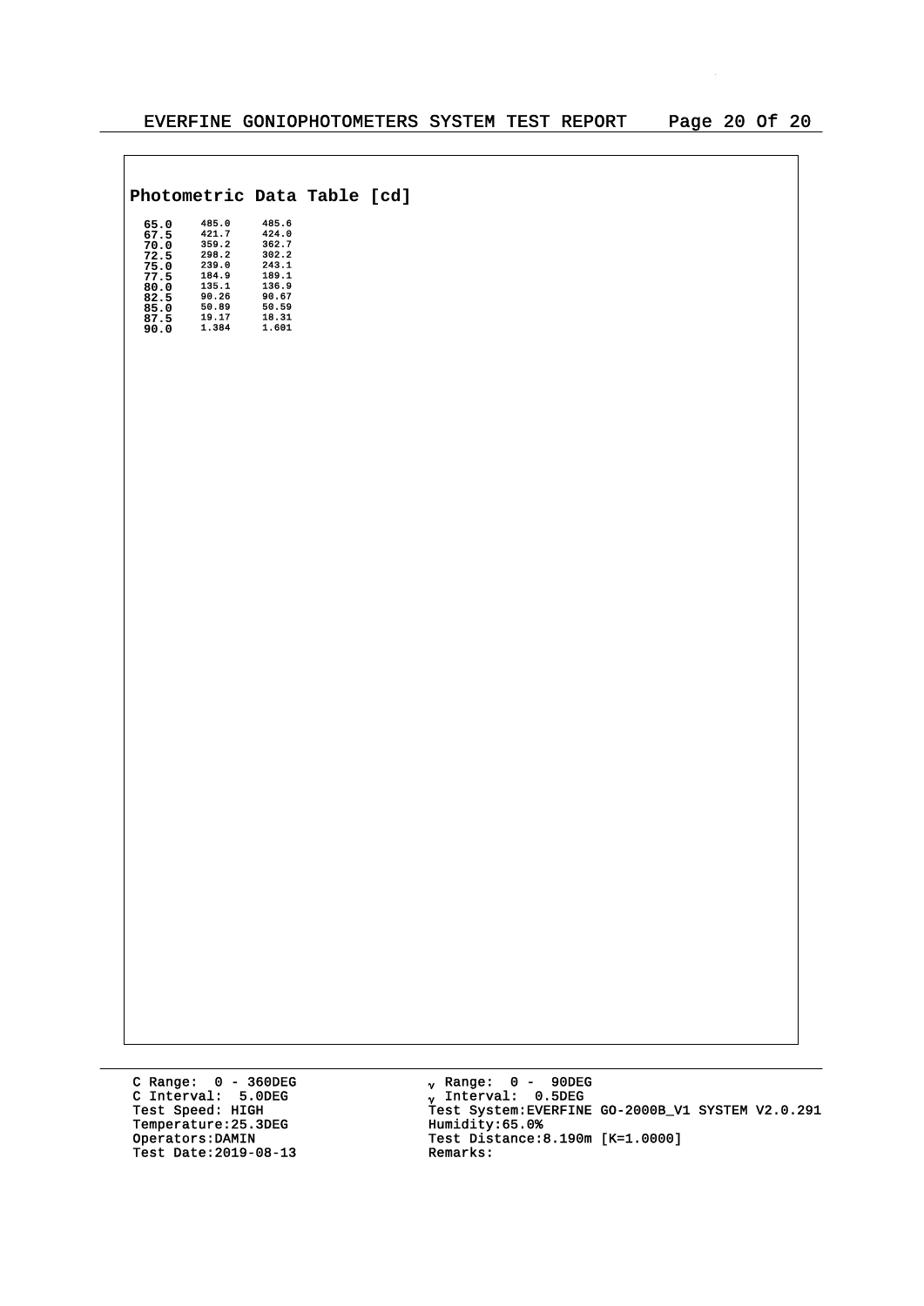## Photometric Data Table [cd]

| | | |
|---|---|---|
| 65.0 | 485.0 | 485.6 |
| 67.5 | 421.7 | 424.0 |
| 70.0 | 359.2 | 362.7 |
| 72.5 | 298.2 | 302.2 |
| 75.0 | 239.0 | 243.1 |
| 77.5 | 184.9 | 189.1 |
| 80.0 | 135.1 | 136.9 |
| 82.5 | 90.26 | 90.67 |
| 85.0 | 50.89 | 50.59 |
| 87.5 | 19.17 | 18.31 |
| 90.0 | 1.384 | 1.601 |

C Range: 0 - 360DEG
C Interval: 5.0DEG
Test Speed: HIGH
Temperature:25.3DEG
Operators:DAMIN
Test Date:2019-08-13

γ Range: 0 - 90DEG
γ Interval: 0.5DEG
Test System:EVERFINE GO-2000B_V1 SYSTEM V2.0.291
Humidity:65.0%
Test Distance:8.190m [K=1.0000]
Remarks: